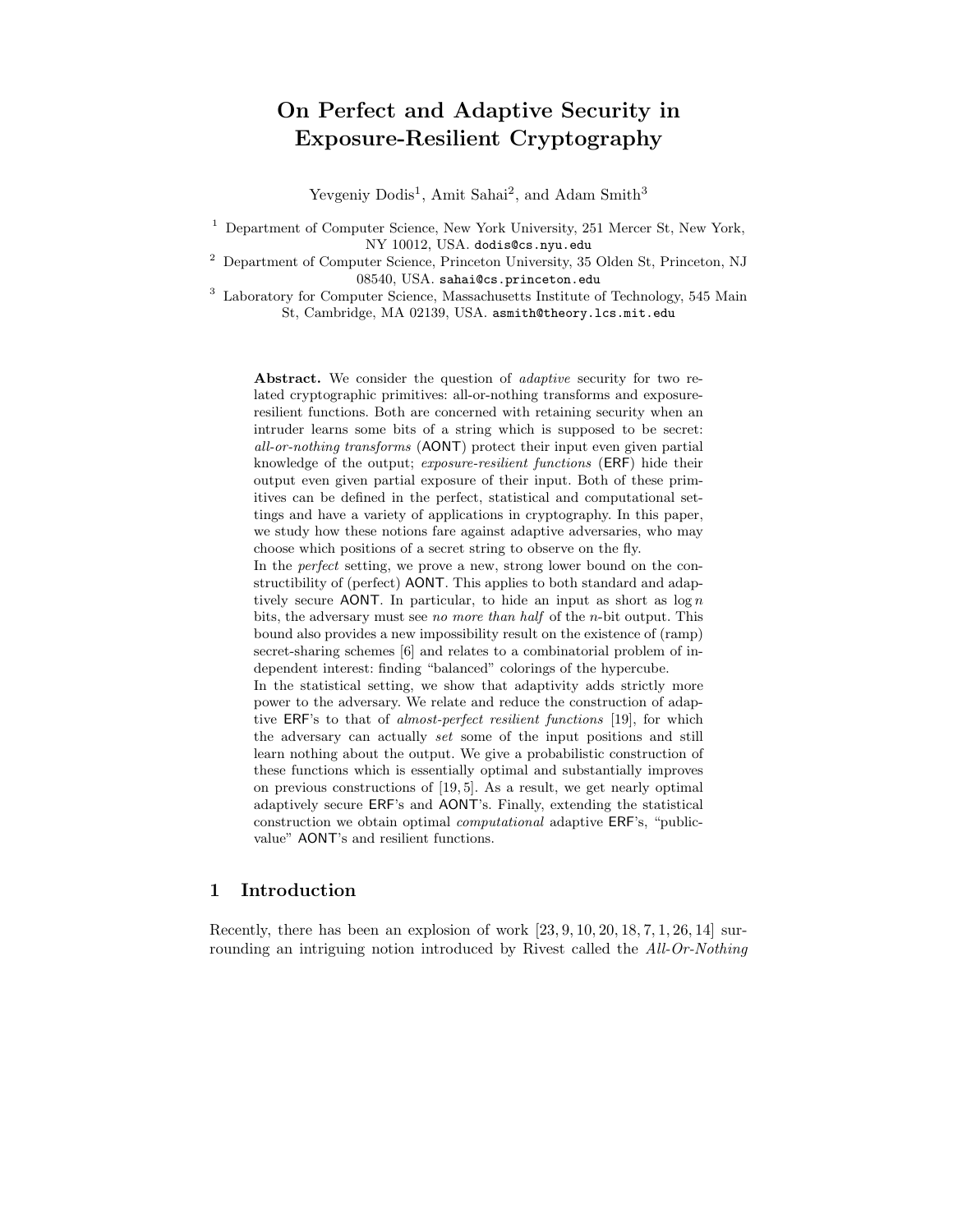# On Perfect and Adaptive Security in Exposure-Resilient Cryptography

Yevgeniy Dodis[1], Amit Sahai[2], and Adam Smith[3]

[1] Department of Computer Science, New York University, 251 Mercer St, New York, NY 10012, USA. dodis@cs.nyu.edu

[2] Department of Computer Science, Princeton University, 35 Olden St, Princeton, NJ 08540, USA. sahai@cs.princeton.edu

[3] Laboratory for Computer Science, Massachusetts Institute of Technology, 545 Main St, Cambridge, MA 02139, USA. asmith@theory.lcs.mit.edu

**Abstract.** We consider the question of *adaptive* security for two related cryptographic primitives: all-or-nothing transforms and exposure-resilient functions. Both are concerned with retaining security when an intruder learns some bits of a string which is supposed to be secret: *all-or-nothing transforms* (AONT) protect their input even given partial knowledge of the output; *exposure-resilient functions* (ERF) hide their output even given partial exposure of their input. Both of these primitives can be defined in the perfect, statistical and computational settings and have a variety of applications in cryptography. In this paper, we study how these notions fare against adaptive adversaries, who may choose which positions of a secret string to observe on the fly.

In the *perfect* setting, we prove a new, strong lower bound on the constructibility of (perfect) AONT. This applies to both standard and adaptively secure AONT. In particular, to hide an input as short as $\log n$ bits, the adversary must see *no more than half* of the $n$-bit output. This bound also provides a new impossibility result on the existence of (ramp) secret-sharing schemes [6] and relates to a combinatorial problem of independent interest: finding "balanced" colorings of the hypercube.

In the statistical setting, we show that adaptivity adds strictly more power to the adversary. We relate and reduce the construction of adaptive ERF's to that of *almost-perfect resilient functions* [19], for which the adversary can actually *set* some of the input positions and still learn nothing about the output. We give a probabilistic construction of these functions which is essentially optimal and substantially improves on previous constructions of [19, 5]. As a result, we get nearly optimal adaptively secure ERF's and AONT's. Finally, extending the statistical construction we obtain optimal *computational* adaptive ERF's, "public-value" AONT's and resilient functions.

## 1 Introduction

Recently, there has been an explosion of work [23, 9, 10, 20, 18, 7, 1, 26, 14] surrounding an intriguing notion introduced by Rivest called the *All-Or-Nothing*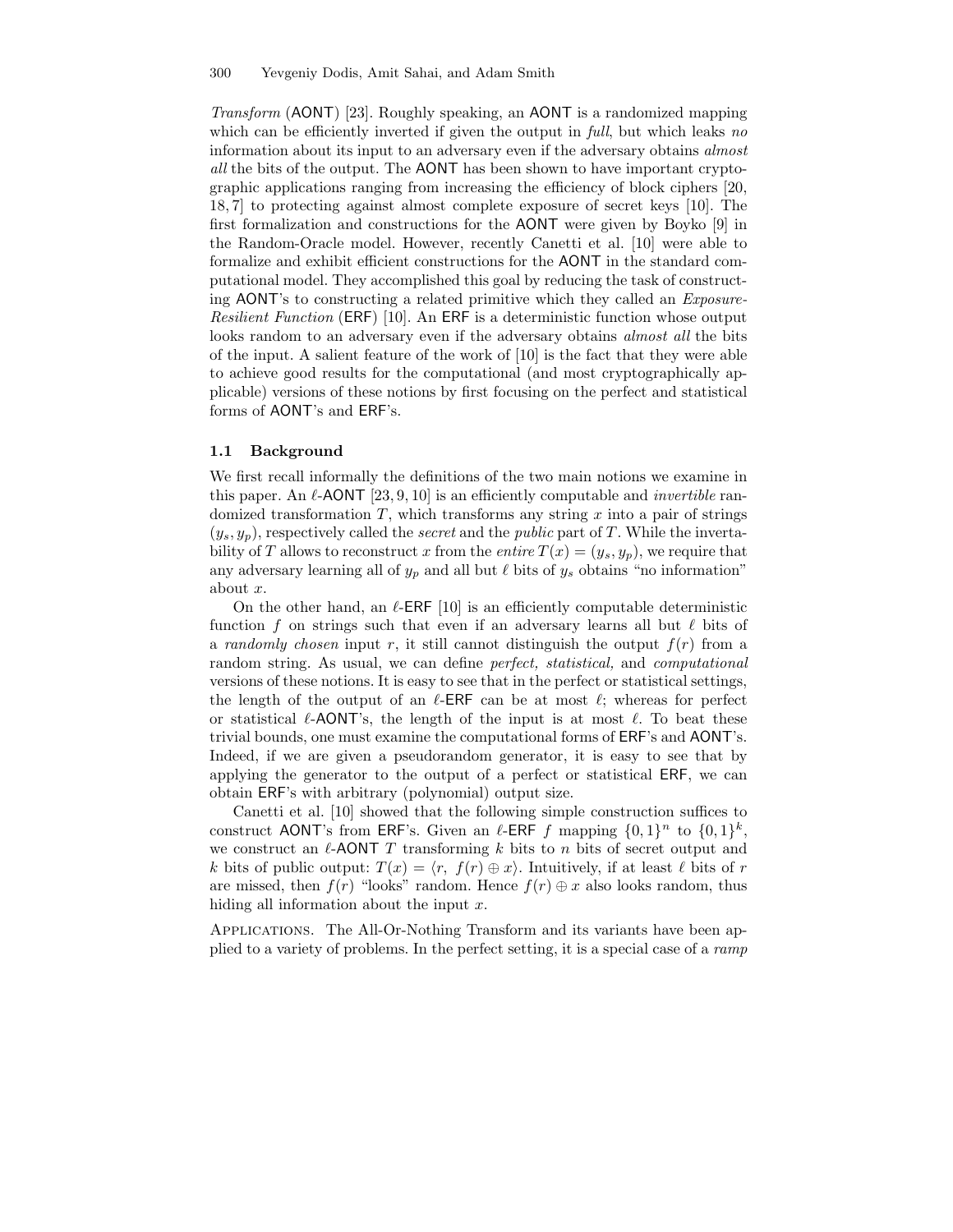*Transform* (AONT) [23]. Roughly speaking, an AONT is a randomized mapping which can be efficiently inverted if given the output in *full*, but which leaks *no* information about its input to an adversary even if the adversary obtains *almost all* the bits of the output. The AONT has been shown to have important cryptographic applications ranging from increasing the efficiency of block ciphers [20, 18, 7] to protecting against almost complete exposure of secret keys [10]. The first formalization and constructions for the AONT were given by Boyko [9] in the Random-Oracle model. However, recently Canetti et al. [10] were able to formalize and exhibit efficient constructions for the AONT in the standard computational model. They accomplished this goal by reducing the task of constructing AONT's to constructing a related primitive which they called an *Exposure-Resilient Function* (ERF) [10]. An ERF is a deterministic function whose output looks random to an adversary even if the adversary obtains *almost all* the bits of the input. A salient feature of the work of [10] is the fact that they were able to achieve good results for the computational (and most cryptographically applicable) versions of these notions by first focusing on the perfect and statistical forms of AONT's and ERF's.

### 1.1 Background

We first recall informally the definitions of the two main notions we examine in this paper. An $\ell$-AONT [23, 9, 10] is an efficiently computable and *invertible* randomized transformation $T$, which transforms any string $x$ into a pair of strings $(y_s, y_p)$, respectively called the *secret* and the *public* part of $T$. While the invertability of $T$ allows to reconstruct $x$ from the *entire* $T(x) = (y_s, y_p)$, we require that any adversary learning all of $y_p$ and all but $\ell$ bits of $y_s$ obtains "no information" about $x$.

On the other hand, an $\ell$-ERF [10] is an efficiently computable deterministic function $f$ on strings such that even if an adversary learns all but $\ell$ bits of a *randomly chosen* input $r$, it still cannot distinguish the output $f(r)$ from a random string. As usual, we can define *perfect, statistical,* and *computational* versions of these notions. It is easy to see that in the perfect or statistical settings, the length of the output of an $\ell$-ERF can be at most $\ell$; whereas for perfect or statistical $\ell$-AONT's, the length of the input is at most $\ell$. To beat these trivial bounds, one must examine the computational forms of ERF's and AONT's. Indeed, if we are given a pseudorandom generator, it is easy to see that by applying the generator to the output of a perfect or statistical ERF, we can obtain ERF's with arbitrary (polynomial) output size.

Canetti et al. [10] showed that the following simple construction suffices to construct AONT's from ERF's. Given an $\ell$-ERF $f$ mapping $\{0,1\}^n$ to $\{0,1\}^k$, we construct an $\ell$-AONT $T$ transforming $k$ bits to $n$ bits of secret output and $k$ bits of public output: $T(x) = \langle r,\ f(r) \oplus x \rangle$. Intuitively, if at least $\ell$ bits of $r$ are missed, then $f(r)$ "looks" random. Hence $f(r) \oplus x$ also looks random, thus hiding all information about the input $x$.

Applications. The All-Or-Nothing Transform and its variants have been applied to a variety of problems. In the perfect setting, it is a special case of a *ramp*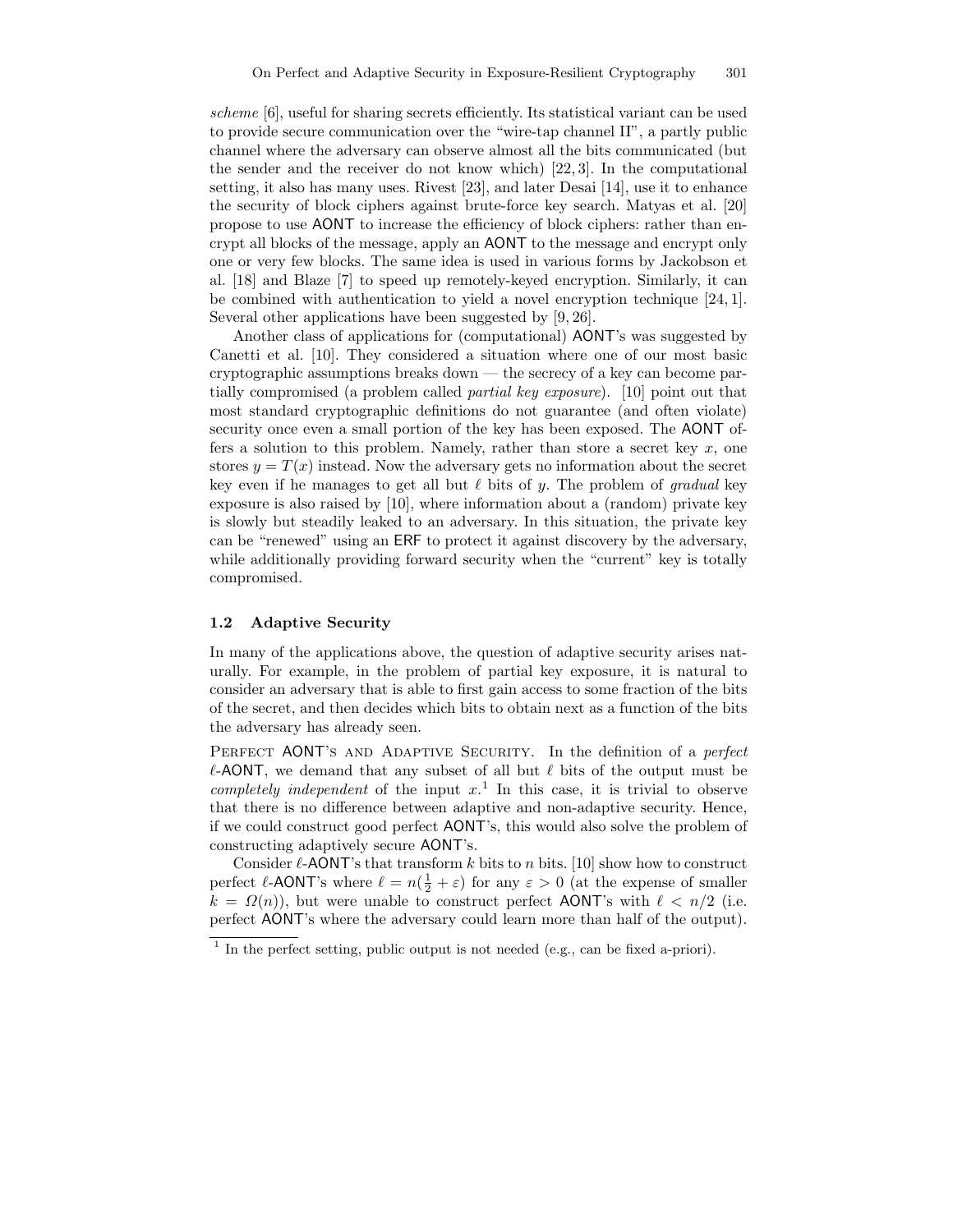*scheme* [6], useful for sharing secrets efficiently. Its statistical variant can be used to provide secure communication over the "wire-tap channel II", a partly public channel where the adversary can observe almost all the bits communicated (but the sender and the receiver do not know which) [22, 3]. In the computational setting, it also has many uses. Rivest [23], and later Desai [14], use it to enhance the security of block ciphers against brute-force key search. Matyas et al. [20] propose to use AONT to increase the efficiency of block ciphers: rather than encrypt all blocks of the message, apply an AONT to the message and encrypt only one or very few blocks. The same idea is used in various forms by Jackobson et al. [18] and Blaze [7] to speed up remotely-keyed encryption. Similarly, it can be combined with authentication to yield a novel encryption technique [24, 1]. Several other applications have been suggested by [9, 26].

Another class of applications for (computational) AONT's was suggested by Canetti et al. [10]. They considered a situation where one of our most basic cryptographic assumptions breaks down — the secrecy of a key can become partially compromised (a problem called *partial key exposure*). [10] point out that most standard cryptographic definitions do not guarantee (and often violate) security once even a small portion of the key has been exposed. The AONT offers a solution to this problem. Namely, rather than store a secret key $x$, one stores $y = T(x)$ instead. Now the adversary gets no information about the secret key even if he manages to get all but $\ell$ bits of $y$. The problem of *gradual* key exposure is also raised by [10], where information about a (random) private key is slowly but steadily leaked to an adversary. In this situation, the private key can be "renewed" using an ERF to protect it against discovery by the adversary, while additionally providing forward security when the "current" key is totally compromised.

### 1.2 Adaptive Security

In many of the applications above, the question of adaptive security arises naturally. For example, in the problem of partial key exposure, it is natural to consider an adversary that is able to first gain access to some fraction of the bits of the secret, and then decides which bits to obtain next as a function of the bits the adversary has already seen.

PERFECT AONT'S AND ADAPTIVE SECURITY. In the definition of a *perfect* $\ell$-AONT, we demand that any subset of all but $\ell$ bits of the output must be *completely independent* of the input $x$.[1] In this case, it is trivial to observe that there is no difference between adaptive and non-adaptive security. Hence, if we could construct good perfect AONT's, this would also solve the problem of constructing adaptively secure AONT's.

Consider $\ell$-AONT's that transform $k$ bits to $n$ bits. [10] show how to construct perfect $\ell$-AONT's where $\ell = n(\frac{1}{2} + \varepsilon)$ for any $\varepsilon > 0$ (at the expense of smaller $k = \Omega(n)$), but were unable to construct perfect AONT's with $\ell < n/2$ (i.e. perfect AONT's where the adversary could learn more than half of the output).

[1] In the perfect setting, public output is not needed (e.g., can be fixed a-priori).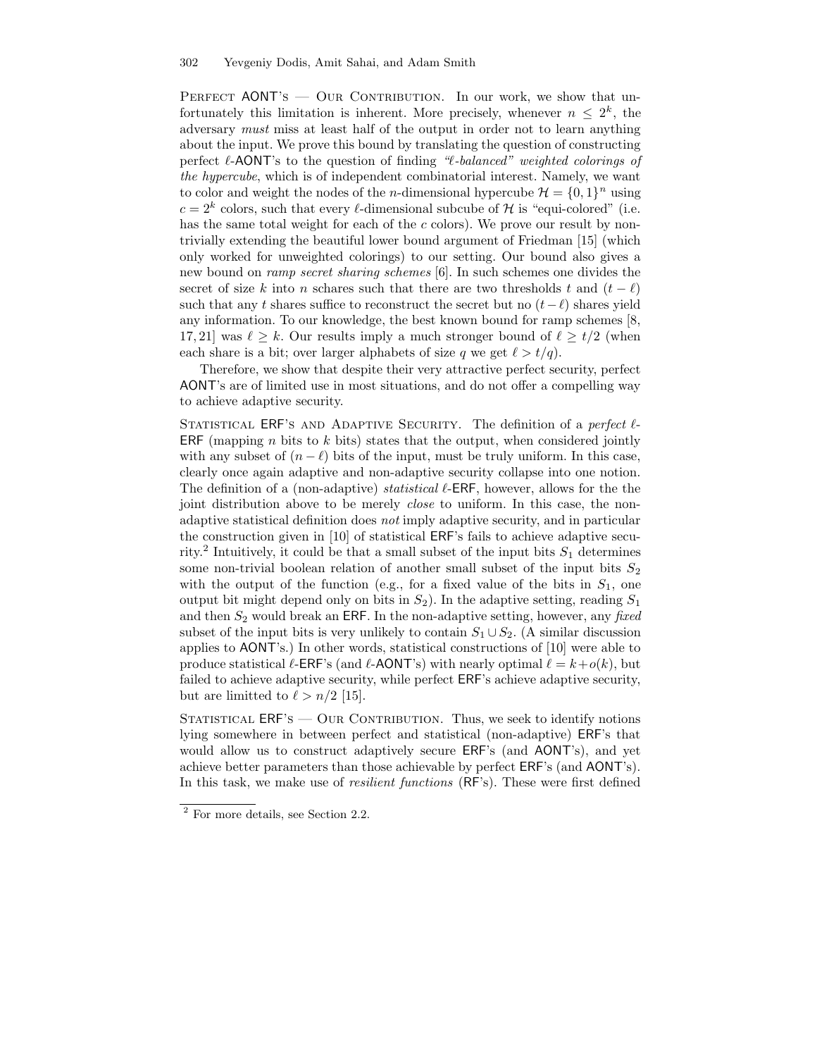**Perfect AONT's — Our Contribution.** In our work, we show that unfortunately this limitation is inherent. More precisely, whenever $n \leq 2^k$, the adversary *must* miss at least half of the output in order not to learn anything about the input. We prove this bound by translating the question of constructing perfect $\ell$-AONT's to the question of finding *"$\ell$-balanced" weighted colorings of the hypercube*, which is of independent combinatorial interest. Namely, we want to color and weight the nodes of the $n$-dimensional hypercube $\mathcal{H} = \{0,1\}^n$ using $c = 2^k$ colors, such that every $\ell$-dimensional subcube of $\mathcal{H}$ is "equi-colored" (i.e. has the same total weight for each of the $c$ colors). We prove our result by non-trivially extending the beautiful lower bound argument of Friedman [15] (which only worked for unweighted colorings) to our setting. Our bound also gives a new bound on *ramp secret sharing schemes* [6]. In such schemes one divides the secret of size $k$ into $n$ schares such that there are two thresholds $t$ and $(t-\ell)$ such that any $t$ shares suffice to reconstruct the secret but no $(t-\ell)$ shares yield any information. To our knowledge, the best known bound for ramp schemes [8, 17, 21] was $\ell \geq k$. Our results imply a much stronger bound of $\ell \geq t/2$ (when each share is a bit; over larger alphabets of size $q$ we get $\ell > t/q$).

Therefore, we show that despite their very attractive perfect security, perfect AONT's are of limited use in most situations, and do not offer a compelling way to achieve adaptive security.

**Statistical ERF's and Adaptive Security.** The definition of a *perfect $\ell$-ERF* (mapping $n$ bits to $k$ bits) states that the output, when considered jointly with any subset of $(n-\ell)$ bits of the input, must be truly uniform. In this case, clearly once again adaptive and non-adaptive security collapse into one notion. The definition of a (non-adaptive) *statistical $\ell$-ERF*, however, allows for the the joint distribution above to be merely *close* to uniform. In this case, the non-adaptive statistical definition does *not* imply adaptive security, and in particular the construction given in [10] of statistical ERF's fails to achieve adaptive security.[2] Intuitively, it could be that a small subset of the input bits $S_1$ determines some non-trivial boolean relation of another small subset of the input bits $S_2$ with the output of the function (e.g., for a fixed value of the bits in $S_1$, one output bit might depend only on bits in $S_2$). In the adaptive setting, reading $S_1$ and then $S_2$ would break an ERF. In the non-adaptive setting, however, any *fixed* subset of the input bits is very unlikely to contain $S_1 \cup S_2$. (A similar discussion applies to AONT's.) In other words, statistical constructions of [10] were able to produce statistical $\ell$-ERF's (and $\ell$-AONT's) with nearly optimal $\ell = k + o(k)$, but failed to achieve adaptive security, while perfect ERF's achieve adaptive security, but are limitted to $\ell > n/2$ [15].

**Statistical ERF's — Our Contribution.** Thus, we seek to identify notions lying somewhere in between perfect and statistical (non-adaptive) ERF's that would allow us to construct adaptively secure ERF's (and AONT's), and yet achieve better parameters than those achievable by perfect ERF's (and AONT's). In this task, we make use of *resilient functions* (RF's). These were first defined

---

[2] For more details, see Section 2.2.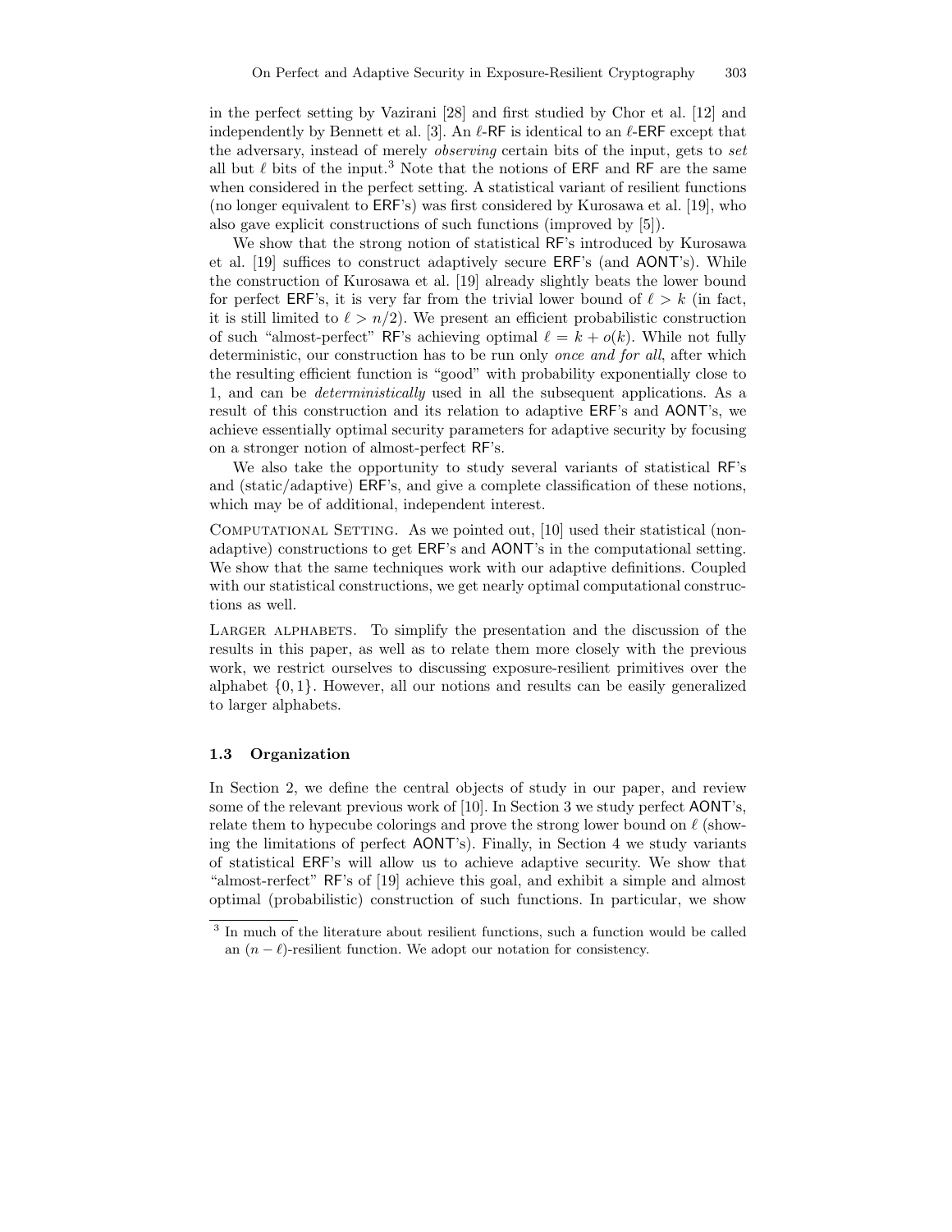in the perfect setting by Vazirani [28] and first studied by Chor et al. [12] and independently by Bennett et al. [3]. An $\ell$-RF is identical to an $\ell$-ERF except that the adversary, instead of merely *observing* certain bits of the input, gets to *set* all but $\ell$ bits of the input.[3] Note that the notions of ERF and RF are the same when considered in the perfect setting. A statistical variant of resilient functions (no longer equivalent to ERF's) was first considered by Kurosawa et al. [19], who also gave explicit constructions of such functions (improved by [5]).

We show that the strong notion of statistical RF's introduced by Kurosawa et al. [19] suffices to construct adaptively secure ERF's (and AONT's). While the construction of Kurosawa et al. [19] already slightly beats the lower bound for perfect ERF's, it is very far from the trivial lower bound of $\ell > k$ (in fact, it is still limited to $\ell > n/2$). We present an efficient probabilistic construction of such "almost-perfect" RF's achieving optimal $\ell = k + o(k)$. While not fully deterministic, our construction has to be run only *once and for all*, after which the resulting efficient function is "good" with probability exponentially close to 1, and can be *deterministically* used in all the subsequent applications. As a result of this construction and its relation to adaptive ERF's and AONT's, we achieve essentially optimal security parameters for adaptive security by focusing on a stronger notion of almost-perfect RF's.

We also take the opportunity to study several variants of statistical RF's and (static/adaptive) ERF's, and give a complete classification of these notions, which may be of additional, independent interest.

Computational Setting. As we pointed out, [10] used their statistical (non-adaptive) constructions to get ERF's and AONT's in the computational setting. We show that the same techniques work with our adaptive definitions. Coupled with our statistical constructions, we get nearly optimal computational constructions as well.

Larger alphabets. To simplify the presentation and the discussion of the results in this paper, as well as to relate them more closely with the previous work, we restrict ourselves to discussing exposure-resilient primitives over the alphabet $\{0, 1\}$. However, all our notions and results can be easily generalized to larger alphabets.

### 1.3 Organization

In Section 2, we define the central objects of study in our paper, and review some of the relevant previous work of [10]. In Section 3 we study perfect AONT's, relate them to hypecube colorings and prove the strong lower bound on $\ell$ (showing the limitations of perfect AONT's). Finally, in Section 4 we study variants of statistical ERF's will allow us to achieve adaptive security. We show that "almost-rerfect" RF's of [19] achieve this goal, and exhibit a simple and almost optimal (probabilistic) construction of such functions. In particular, we show

[3] In much of the literature about resilient functions, such a function would be called an $(n - \ell)$-resilient function. We adopt our notation for consistency.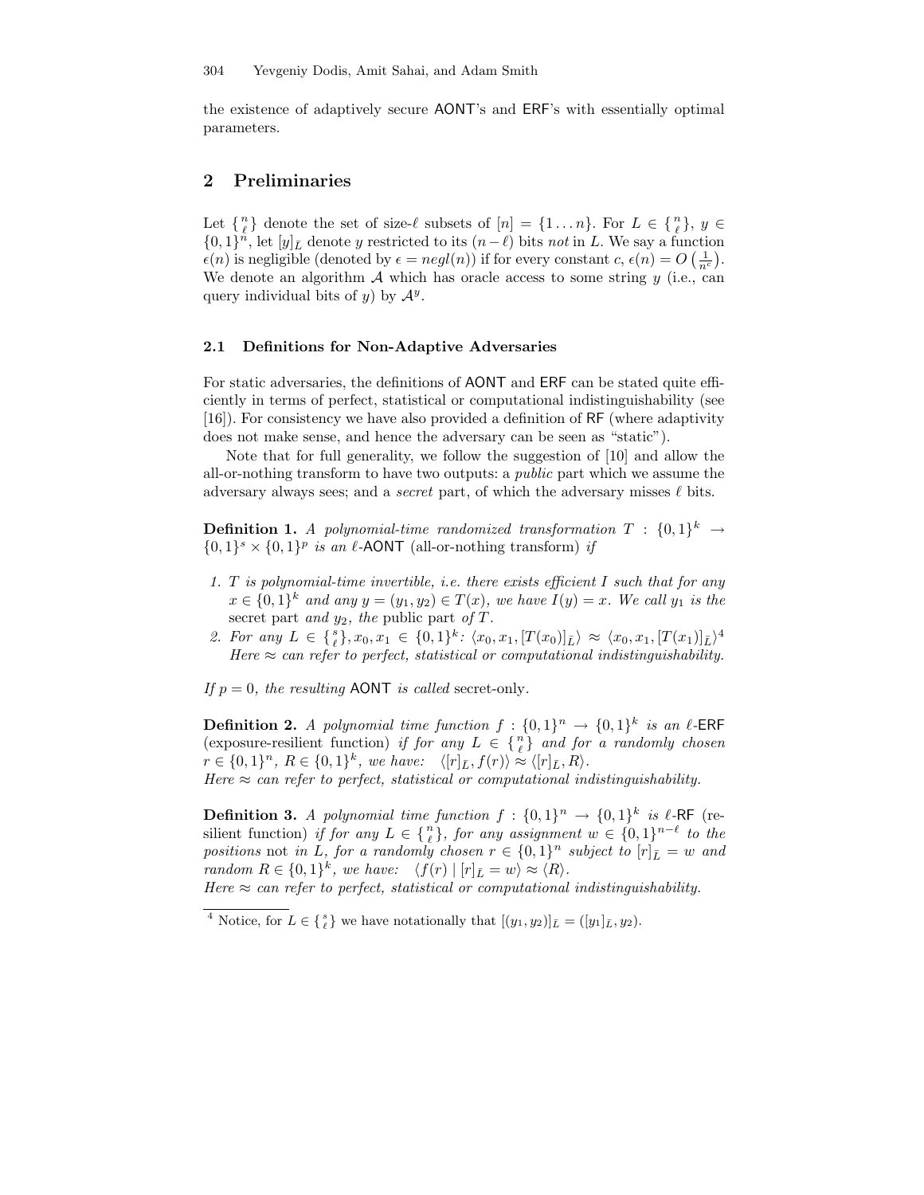the existence of adaptively secure AONT's and ERF's with essentially optimal parameters.

## 2 Preliminaries

Let $\{{n \atop \ell}\}$ denote the set of size-$\ell$ subsets of $[n] = \{1 \ldots n\}$. For $L \in \{{n \atop \ell}\}$, $y \in \{0,1\}^n$, let $[y]_{\bar{L}}$ denote $y$ restricted to its $(n-\ell)$ bits *not* in $L$. We say a function $\epsilon(n)$ is negligible (denoted by $\epsilon = negl(n)$) if for every constant $c$, $\epsilon(n) = O\left(\frac{1}{n^c}\right)$. We denote an algorithm $\mathcal{A}$ which has oracle access to some string $y$ (i.e., can query individual bits of $y$) by $\mathcal{A}^y$.

### 2.1 Definitions for Non-Adaptive Adversaries

For static adversaries, the definitions of AONT and ERF can be stated quite efficiently in terms of perfect, statistical or computational indistinguishability (see [16]). For consistency we have also provided a definition of RF (where adaptivity does not make sense, and hence the adversary can be seen as "static").

Note that for full generality, we follow the suggestion of [10] and allow the all-or-nothing transform to have two outputs: a *public* part which we assume the adversary always sees; and a *secret* part, of which the adversary misses $\ell$ bits.

**Definition 1.** *A polynomial-time randomized transformation $T : \{0,1\}^k \to \{0,1\}^s \times \{0,1\}^p$ is an $\ell$-AONT* (all-or-nothing transform) *if*

1. *$T$ is polynomial-time invertible, i.e. there exists efficient $I$ such that for any $x \in \{0,1\}^k$ and any $y = (y_1, y_2) \in T(x)$, we have $I(y) = x$. We call $y_1$ is the* secret part *and $y_2$, the* public part *of $T$.*
2. *For any $L \in \{{s \atop \ell}\}, x_0, x_1 \in \{0,1\}^k$: $\langle x_0, x_1, [T(x_0)]_{\bar{L}}\rangle \approx \langle x_0, x_1, [T(x_1)]_{\bar{L}}\rangle$*[4] *Here $\approx$ can refer to perfect, statistical or computational indistinguishability.*

*If $p = 0$, the resulting* AONT *is called* secret-only.

**Definition 2.** *A polynomial time function $f : \{0,1\}^n \to \{0,1\}^k$ is an $\ell$-*ERF (exposure-resilient function) *if for any $L \in \{{n \atop \ell}\}$ and for a randomly chosen $r \in \{0,1\}^n$, $R \in \{0,1\}^k$, we have: $\langle [r]_{\bar{L}}, f(r)\rangle \approx \langle [r]_{\bar{L}}, R\rangle$.*
*Here $\approx$ can refer to perfect, statistical or computational indistinguishability.*

**Definition 3.** *A polynomial time function $f : \{0,1\}^n \to \{0,1\}^k$ is $\ell$-*RF (resilient function) *if for any $L \in \{{n \atop \ell}\}$, for any assignment $w \in \{0,1\}^{n-\ell}$ to the positions* not *in $L$, for a randomly chosen $r \in \{0,1\}^n$ subject to $[r]_{\bar{L}} = w$ and random $R \in \{0,1\}^k$, we have: $\langle f(r) \mid [r]_{\bar{L}} = w\rangle \approx \langle R\rangle$.*
*Here $\approx$ can refer to perfect, statistical or computational indistinguishability.*

---

[4] Notice, for $L \in \{{s \atop \ell}\}$ we have notationally that $[(y_1, y_2)]_{\bar{L}} = ([y_1]_{\bar{L}}, y_2)$.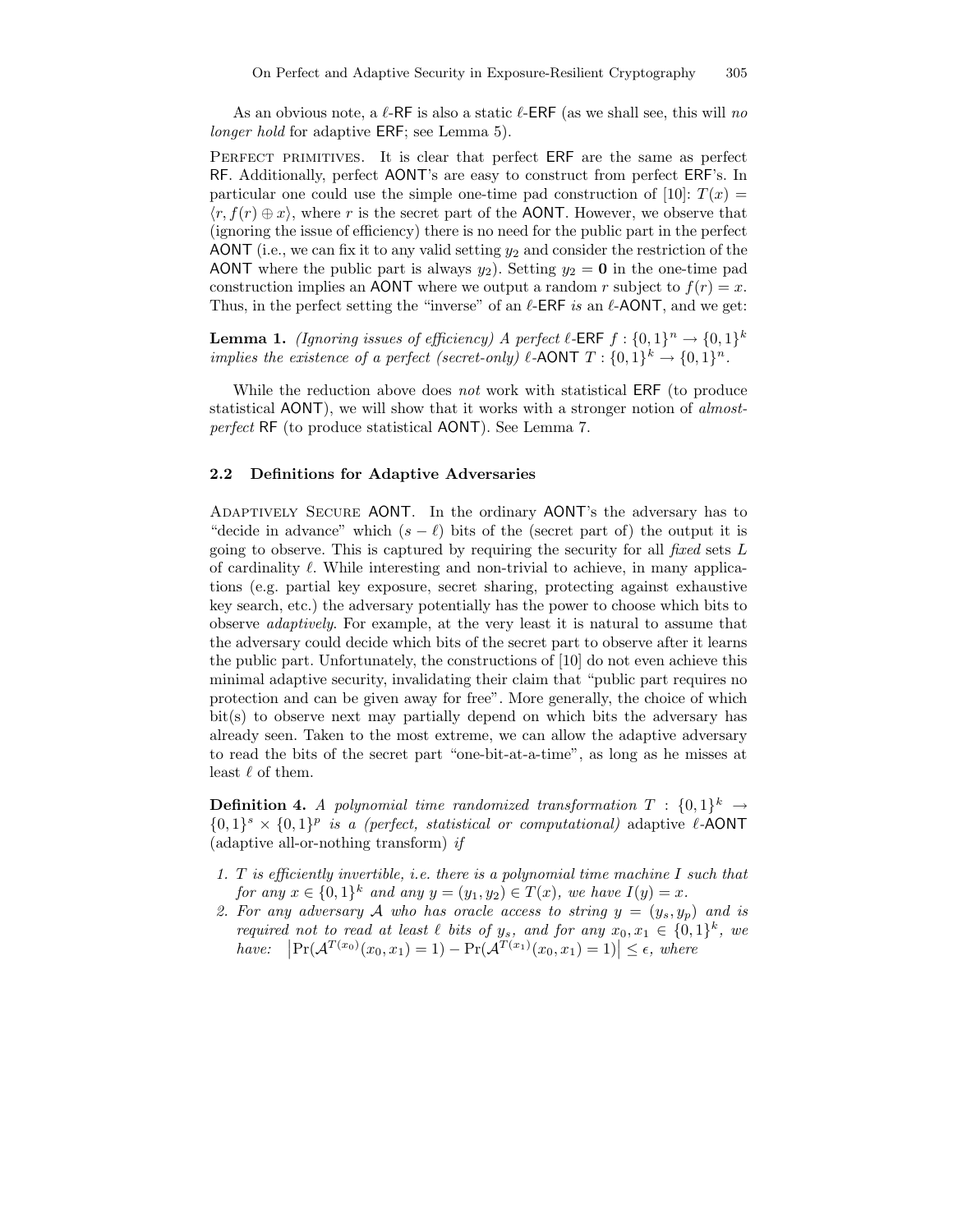As an obvious note, a $\ell$-RF is also a static $\ell$-ERF (as we shall see, this will *no longer hold* for adaptive ERF; see Lemma 5).

Perfect primitives. It is clear that perfect ERF are the same as perfect RF. Additionally, perfect AONT's are easy to construct from perfect ERF's. In particular one could use the simple one-time pad construction of [10]: $T(x) = \langle r, f(r) \oplus x \rangle$, where $r$ is the secret part of the AONT. However, we observe that (ignoring the issue of efficiency) there is no need for the public part in the perfect AONT (i.e., we can fix it to any valid setting $y_2$ and consider the restriction of the AONT where the public part is always $y_2$). Setting $y_2 = \mathbf{0}$ in the one-time pad construction implies an AONT where we output a random $r$ subject to $f(r) = x$. Thus, in the perfect setting the "inverse" of an $\ell$-ERF *is* an $\ell$-AONT, and we get:

**Lemma 1.** *(Ignoring issues of efficiency) A perfect $\ell$-ERF $f : \{0,1\}^n \to \{0,1\}^k$ implies the existence of a perfect (secret-only) $\ell$-AONT $T : \{0,1\}^k \to \{0,1\}^n$.*

While the reduction above does *not* work with statistical ERF (to produce statistical AONT), we will show that it works with a stronger notion of *almost-perfect* RF (to produce statistical AONT). See Lemma 7.

### 2.2 Definitions for Adaptive Adversaries

Adaptively Secure AONT. In the ordinary AONT's the adversary has to "decide in advance" which $(s - \ell)$ bits of the (secret part of) the output it is going to observe. This is captured by requiring the security for all *fixed* sets $L$ of cardinality $\ell$. While interesting and non-trivial to achieve, in many applications (e.g. partial key exposure, secret sharing, protecting against exhaustive key search, etc.) the adversary potentially has the power to choose which bits to observe *adaptively*. For example, at the very least it is natural to assume that the adversary could decide which bits of the secret part to observe after it learns the public part. Unfortunately, the constructions of [10] do not even achieve this minimal adaptive security, invalidating their claim that "public part requires no protection and can be given away for free". More generally, the choice of which bit(s) to observe next may partially depend on which bits the adversary has already seen. Taken to the most extreme, we can allow the adaptive adversary to read the bits of the secret part "one-bit-at-a-time", as long as he misses at least $\ell$ of them.

**Definition 4.** *A polynomial time randomized transformation $T : \{0,1\}^k \to \{0,1\}^s \times \{0,1\}^p$ is a (perfect, statistical or computational)* adaptive $\ell$-AONT (adaptive all-or-nothing transform) *if*

1. *$T$ is efficiently invertible, i.e. there is a polynomial time machine $I$ such that for any $x \in \{0,1\}^k$ and any $y = (y_1, y_2) \in T(x)$, we have $I(y) = x$.*
2. *For any adversary $\mathcal{A}$ who has oracle access to string $y = (y_s, y_p)$ and is required not to read at least $\ell$ bits of $y_s$, and for any $x_0, x_1 \in \{0,1\}^k$, we have: $\left|\Pr(\mathcal{A}^{T(x_0)}(x_0, x_1) = 1) - \Pr(\mathcal{A}^{T(x_1)}(x_0, x_1) = 1)\right| \le \epsilon$, where*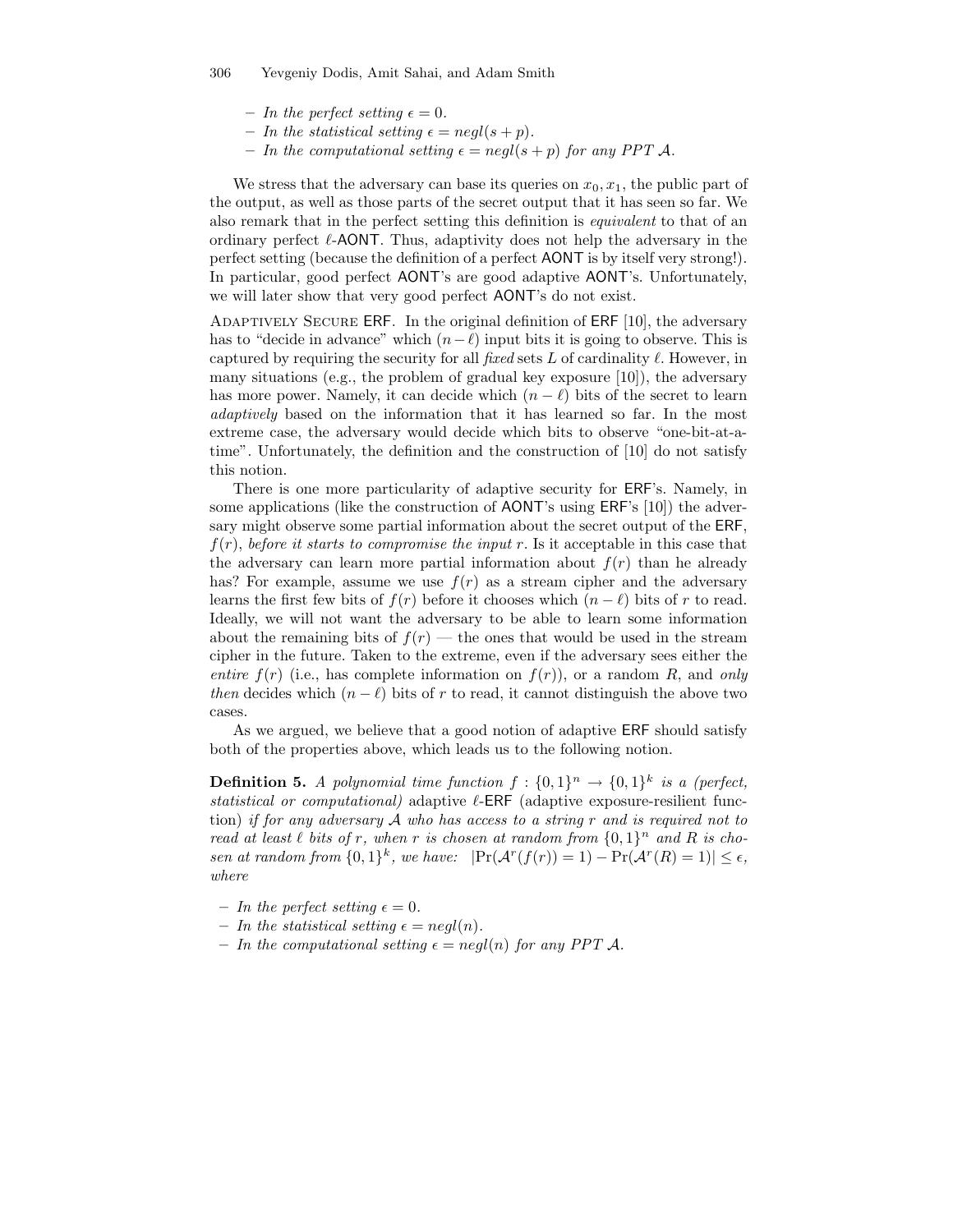- *In the perfect setting* $\epsilon = 0$.
- *In the statistical setting* $\epsilon = negl(s + p)$.
- *In the computational setting* $\epsilon = negl(s + p)$ *for any PPT* $\mathcal{A}$.

We stress that the adversary can base its queries on $x_0, x_1$, the public part of the output, as well as those parts of the secret output that it has seen so far. We also remark that in the perfect setting this definition is *equivalent* to that of an ordinary perfect $\ell$-AONT. Thus, adaptivity does not help the adversary in the perfect setting (because the definition of a perfect AONT is by itself very strong!). In particular, good perfect AONT's are good adaptive AONT's. Unfortunately, we will later show that very good perfect AONT's do not exist.

Adaptively Secure ERF. In the original definition of ERF [10], the adversary has to "decide in advance" which $(n - \ell)$ input bits it is going to observe. This is captured by requiring the security for all *fixed* sets $L$ of cardinality $\ell$. However, in many situations (e.g., the problem of gradual key exposure [10]), the adversary has more power. Namely, it can decide which $(n - \ell)$ bits of the secret to learn *adaptively* based on the information that it has learned so far. In the most extreme case, the adversary would decide which bits to observe "one-bit-at-a-time". Unfortunately, the definition and the construction of [10] do not satisfy this notion.

There is one more particularity of adaptive security for ERF's. Namely, in some applications (like the construction of AONT's using ERF's [10]) the adversary might observe some partial information about the secret output of the ERF, $f(r)$, *before it starts to compromise the input* $r$. Is it acceptable in this case that the adversary can learn more partial information about $f(r)$ than he already has? For example, assume we use $f(r)$ as a stream cipher and the adversary learns the first few bits of $f(r)$ before it chooses which $(n - \ell)$ bits of $r$ to read. Ideally, we will not want the adversary to be able to learn some information about the remaining bits of $f(r)$ — the ones that would be used in the stream cipher in the future. Taken to the extreme, even if the adversary sees either the *entire* $f(r)$ (i.e., has complete information on $f(r)$), or a random $R$, and *only then* decides which $(n - \ell)$ bits of $r$ to read, it cannot distinguish the above two cases.

As we argued, we believe that a good notion of adaptive ERF should satisfy both of the properties above, which leads us to the following notion.

**Definition 5.** *A polynomial time function* $f : \{0,1\}^n \to \{0,1\}^k$ *is a (perfect, statistical or computational)* adaptive $\ell$-ERF (adaptive exposure-resilient function) *if for any adversary* $\mathcal{A}$ *who has access to a string* $r$ *and is required not to read at least* $\ell$ *bits of* $r$*, when* $r$ *is chosen at random from* $\{0,1\}^n$ *and* $R$ *is chosen at random from* $\{0,1\}^k$*, we have:* $|\Pr(\mathcal{A}^r(f(r)) = 1) - \Pr(\mathcal{A}^r(R) = 1)| \leq \epsilon$*, where*

- *In the perfect setting* $\epsilon = 0$.
- *In the statistical setting* $\epsilon = negl(n)$.
- *In the computational setting* $\epsilon = negl(n)$ *for any PPT* $\mathcal{A}$.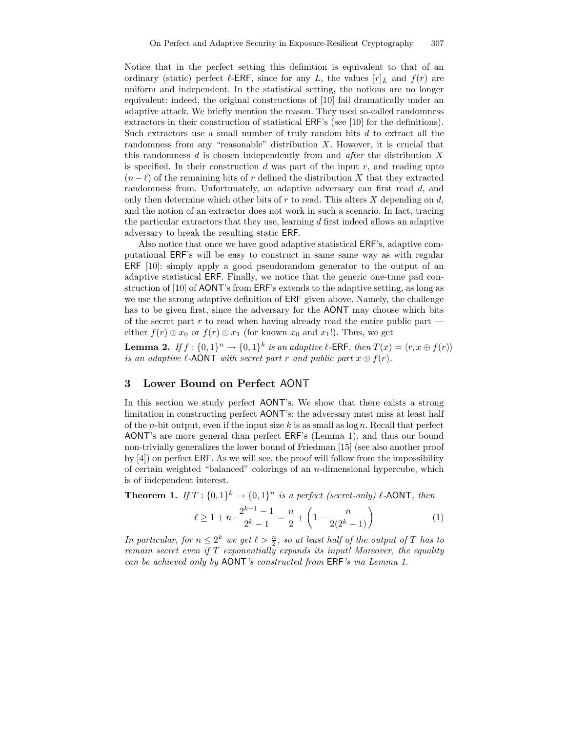Notice that in the perfect setting this definition is equivalent to that of an ordinary (static) perfect $\ell$-ERF, since for any $L$, the values $[r]_{\bar{L}}$ and $f(r)$ are uniform and independent. In the statistical setting, the notions are no longer equivalent: indeed, the original constructions of [10] fail dramatically under an adaptive attack. We briefly mention the reason. They used so-called randomness extractors in their construction of statistical ERF's (see [10] for the definitions). Such extractors use a small number of truly random bits $d$ to extract all the randomness from any "reasonable" distribution $X$. However, it is crucial that this randomness $d$ is chosen independently from and *after* the distribution $X$ is specified. In their construction $d$ was part of the input $r$, and reading upto $(n-\ell)$ of the remaining bits of $r$ defined the distribution $X$ that they extracted randomness from. Unfortunately, an adaptive adversary can first read $d$, and only then determine which other bits of $r$ to read. This alters $X$ depending on $d$, and the notion of an extractor does not work in such a scenario. In fact, tracing the particular extractors that they use, learning $d$ first indeed allows an adaptive adversary to break the resulting static ERF.

Also notice that once we have good adaptive statistical ERF's, adaptive computational ERF's will be easy to construct in same same way as with regular ERF [10]: simply apply a good pseudorandom generator to the output of an adaptive statistical ERF. Finally, we notice that the generic one-time pad construction of [10] of AONT's from ERF's extends to the adaptive setting, as long as we use the strong adaptive definition of ERF given above. Namely, the challenge has to be given first, since the adversary for the AONT may choose which bits of the secret part $r$ to read when having already read the entire public part — either $f(r) \oplus x_0$ or $f(r) \oplus x_1$ (for known $x_0$ and $x_1$!). Thus, we get

**Lemma 2.** *If $f : \{0,1\}^n \to \{0,1\}^k$ is an adaptive $\ell$-ERF, then $T(x) = \langle r, x \oplus f(r) \rangle$ is an adaptive $\ell$-AONT with secret part $r$ and public part $x \oplus f(r)$.*

## 3 Lower Bound on Perfect AONT

In this section we study perfect AONT's. We show that there exists a strong limitation in constructing perfect AONT's: the adversary must miss at least half of the $n$-bit output, even if the input size $k$ is as small as $\log n$. Recall that perfect AONT's are more general than perfect ERF's (Lemma 1), and thus our bound non-trivially generalizes the lower bound of Friedman [15] (see also another proof by [4]) on perfect ERF. As we will see, the proof will follow from the impossibility of certain weighted "balanced" colorings of an $n$-dimensional hypercube, which is of independent interest.

**Theorem 1.** *If $T : \{0,1\}^k \to \{0,1\}^n$ is a perfect (secret-only) $\ell$-AONT, then*

$$\ell \geq 1 + n \cdot \frac{2^{k-1} - 1}{2^k - 1} = \frac{n}{2} + \left(1 - \frac{n}{2(2^k - 1)}\right) \tag{1}$$

*In particular, for $n \leq 2^k$ we get $\ell > \frac{n}{2}$, so at least half of the output of $T$ has to remain secret even if $T$ exponentially expands its input! Moreover, the equality can be achieved only by AONT's constructed from ERF's via Lemma 1.*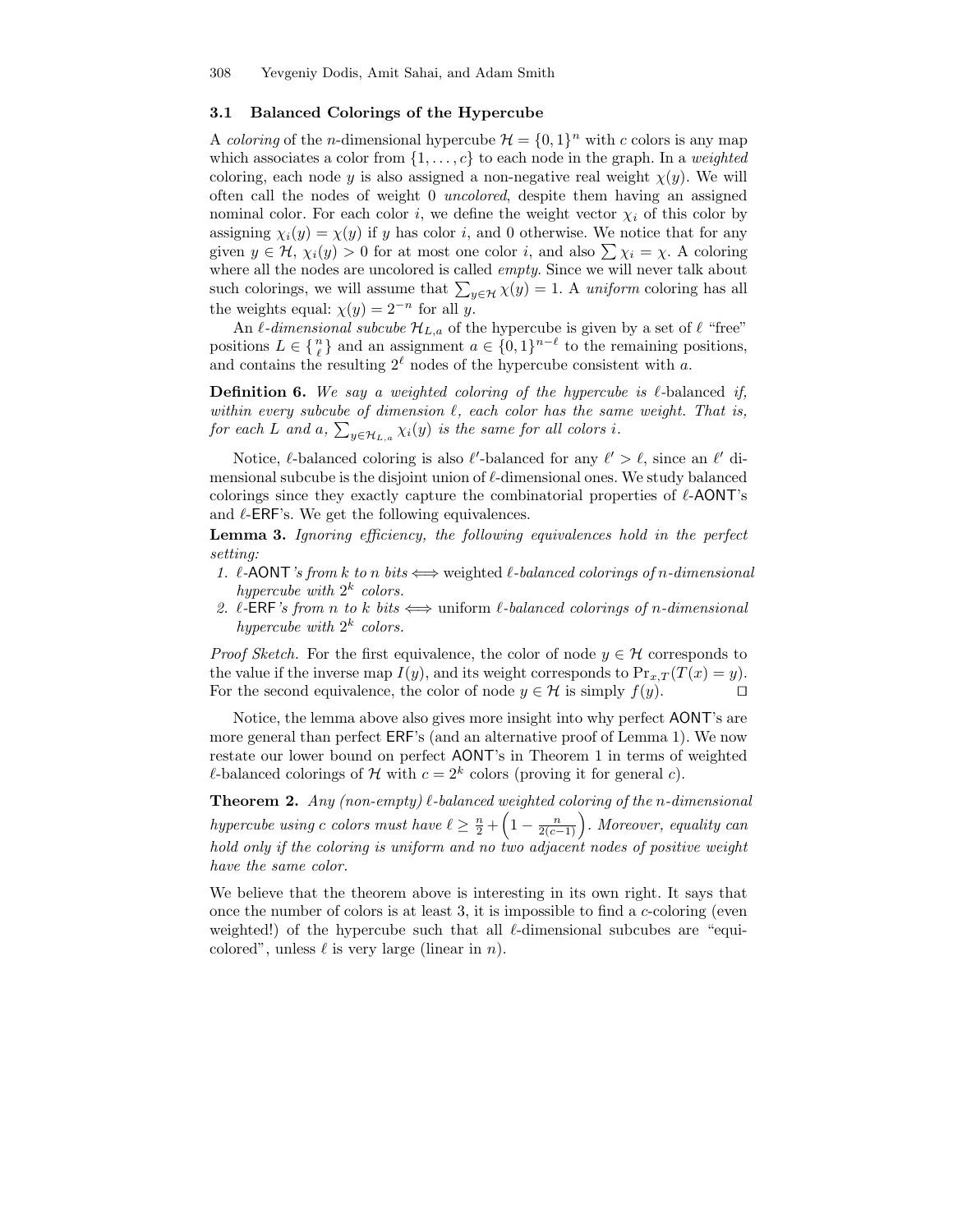### 3.1 Balanced Colorings of the Hypercube

A *coloring* of the $n$-dimensional hypercube $\mathcal{H} = \{0,1\}^n$ with $c$ colors is any map which associates a color from $\{1,\ldots,c\}$ to each node in the graph. In a *weighted* coloring, each node $y$ is also assigned a non-negative real weight $\chi(y)$. We will often call the nodes of weight 0 *uncolored*, despite them having an assigned nominal color. For each color $i$, we define the weight vector $\chi_i$ of this color by assigning $\chi_i(y) = \chi(y)$ if $y$ has color $i$, and 0 otherwise. We notice that for any given $y \in \mathcal{H}$, $\chi_i(y) > 0$ for at most one color $i$, and also $\sum \chi_i = \chi$. A coloring where all the nodes are uncolored is called *empty*. Since we will never talk about such colorings, we will assume that $\sum_{y \in \mathcal{H}} \chi(y) = 1$. A *uniform* coloring has all the weights equal: $\chi(y) = 2^{-n}$ for all $y$.

An $\ell$*-dimensional subcube* $\mathcal{H}_{L,a}$ of the hypercube is given by a set of $\ell$ "free" positions $L \in \{{n \atop \ell}\}$ and an assignment $a \in \{0,1\}^{n-\ell}$ to the remaining positions, and contains the resulting $2^\ell$ nodes of the hypercube consistent with $a$.

**Definition 6.** *We say a weighted coloring of the hypercube is* $\ell$-balanced *if, within every subcube of dimension $\ell$, each color has the same weight. That is, for each $L$ and $a$, $\sum_{y \in \mathcal{H}_{L,a}} \chi_i(y)$ is the same for all colors $i$.*

Notice, $\ell$-balanced coloring is also $\ell'$-balanced for any $\ell' > \ell$, since an $\ell'$ dimensional subcube is the disjoint union of $\ell$-dimensional ones. We study balanced colorings since they exactly capture the combinatorial properties of $\ell$-AONT's and $\ell$-ERF's. We get the following equivalences.

**Lemma 3.** *Ignoring efficiency, the following equivalences hold in the perfect setting:*

1. *$\ell$-AONT's from $k$ to $n$ bits $\Longleftrightarrow$ weighted $\ell$-balanced colorings of $n$-dimensional hypercube with $2^k$ colors.*
2. *$\ell$-ERF's from $n$ to $k$ bits $\Longleftrightarrow$ uniform $\ell$-balanced colorings of $n$-dimensional hypercube with $2^k$ colors.*

*Proof Sketch.* For the first equivalence, the color of node $y \in \mathcal{H}$ corresponds to the value if the inverse map $I(y)$, and its weight corresponds to $\Pr_{x,T}(T(x) = y)$. For the second equivalence, the color of node $y \in \mathcal{H}$ is simply $f(y)$. □

Notice, the lemma above also gives more insight into why perfect AONT's are more general than perfect ERF's (and an alternative proof of Lemma 1). We now restate our lower bound on perfect AONT's in Theorem 1 in terms of weighted $\ell$-balanced colorings of $\mathcal{H}$ with $c = 2^k$ colors (proving it for general $c$).

**Theorem 2.** *Any (non-empty) $\ell$-balanced weighted coloring of the $n$-dimensional hypercube using $c$ colors must have $\ell \geq \frac{n}{2} + \left(1 - \frac{n}{2(c-1)}\right)$. Moreover, equality can hold only if the coloring is uniform and no two adjacent nodes of positive weight have the same color.*

We believe that the theorem above is interesting in its own right. It says that once the number of colors is at least 3, it is impossible to find a $c$-coloring (even weighted!) of the hypercube such that all $\ell$-dimensional subcubes are "equi-colored", unless $\ell$ is very large (linear in $n$).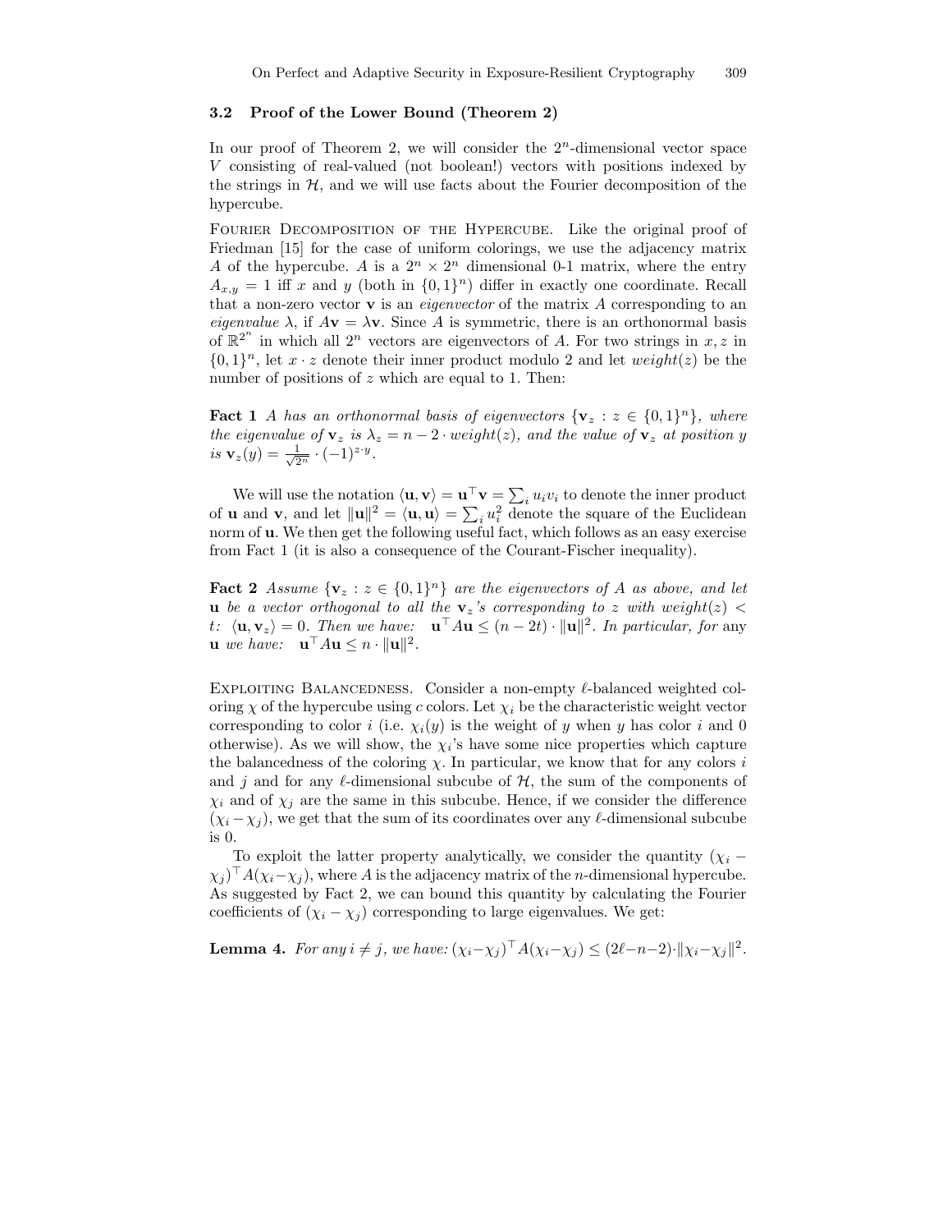### 3.2 Proof of the Lower Bound (Theorem 2)

In our proof of Theorem 2, we will consider the $2^n$-dimensional vector space $V$ consisting of real-valued (not boolean!) vectors with positions indexed by the strings in $\mathcal{H}$, and we will use facts about the Fourier decomposition of the hypercube.

Fourier Decomposition of the Hypercube. Like the original proof of Friedman [15] for the case of uniform colorings, we use the adjacency matrix $A$ of the hypercube. $A$ is a $2^n \times 2^n$ dimensional 0-1 matrix, where the entry $A_{x,y} = 1$ iff $x$ and $y$ (both in $\{0,1\}^n$) differ in exactly one coordinate. Recall that a non-zero vector $\mathbf{v}$ is an *eigenvector* of the matrix $A$ corresponding to an *eigenvalue* $\lambda$, if $A\mathbf{v} = \lambda\mathbf{v}$. Since $A$ is symmetric, there is an orthonormal basis of $\mathbb{R}^{2^n}$ in which all $2^n$ vectors are eigenvectors of $A$. For two strings in $x, z$ in $\{0,1\}^n$, let $x \cdot z$ denote their inner product modulo 2 and let $weight(z)$ be the number of positions of $z$ which are equal to 1. Then:

**Fact 1** *$A$ has an orthonormal basis of eigenvectors $\{\mathbf{v}_z : z \in \{0,1\}^n\}$, where the eigenvalue of $\mathbf{v}_z$ is $\lambda_z = n - 2 \cdot weight(z)$, and the value of $\mathbf{v}_z$ at position $y$ is $\mathbf{v}_z(y) = \frac{1}{\sqrt{2^n}} \cdot (-1)^{z \cdot y}$.*

We will use the notation $\langle \mathbf{u}, \mathbf{v} \rangle = \mathbf{u}^\top \mathbf{v} = \sum_i u_i v_i$ to denote the inner product of $\mathbf{u}$ and $\mathbf{v}$, and let $\|\mathbf{u}\|^2 = \langle \mathbf{u}, \mathbf{u} \rangle = \sum_i u_i^2$ denote the square of the Euclidean norm of $\mathbf{u}$. We then get the following useful fact, which follows as an easy exercise from Fact 1 (it is also a consequence of the Courant-Fischer inequality).

**Fact 2** *Assume $\{\mathbf{v}_z : z \in \{0,1\}^n\}$ are the eigenvectors of $A$ as above, and let $\mathbf{u}$ be a vector orthogonal to all the $\mathbf{v}_z$'s corresponding to $z$ with $weight(z) < t$: $\langle \mathbf{u}, \mathbf{v}_z \rangle = 0$. Then we have: $\mathbf{u}^\top A \mathbf{u} \leq (n - 2t) \cdot \|\mathbf{u}\|^2$. In particular, for* any *$\mathbf{u}$ we have: $\mathbf{u}^\top A \mathbf{u} \leq n \cdot \|\mathbf{u}\|^2$.*

Exploiting Balancedness. Consider a non-empty $\ell$-balanced weighted coloring $\chi$ of the hypercube using $c$ colors. Let $\chi_i$ be the characteristic weight vector corresponding to color $i$ (i.e. $\chi_i(y)$ is the weight of $y$ when $y$ has color $i$ and 0 otherwise). As we will show, the $\chi_i$'s have some nice properties which capture the balancedness of the coloring $\chi$. In particular, we know that for any colors $i$ and $j$ and for any $\ell$-dimensional subcube of $\mathcal{H}$, the sum of the components of $\chi_i$ and of $\chi_j$ are the same in this subcube. Hence, if we consider the difference $(\chi_i - \chi_j)$, we get that the sum of its coordinates over any $\ell$-dimensional subcube is 0.

To exploit the latter property analytically, we consider the quantity $(\chi_i - \chi_j)^\top A (\chi_i - \chi_j)$, where $A$ is the adjacency matrix of the $n$-dimensional hypercube. As suggested by Fact 2, we can bound this quantity by calculating the Fourier coefficients of $(\chi_i - \chi_j)$ corresponding to large eigenvalues. We get:

**Lemma 4.** *For any $i \neq j$, we have: $(\chi_i - \chi_j)^\top A (\chi_i - \chi_j) \leq (2\ell - n - 2) \cdot \|\chi_i - \chi_j\|^2$.*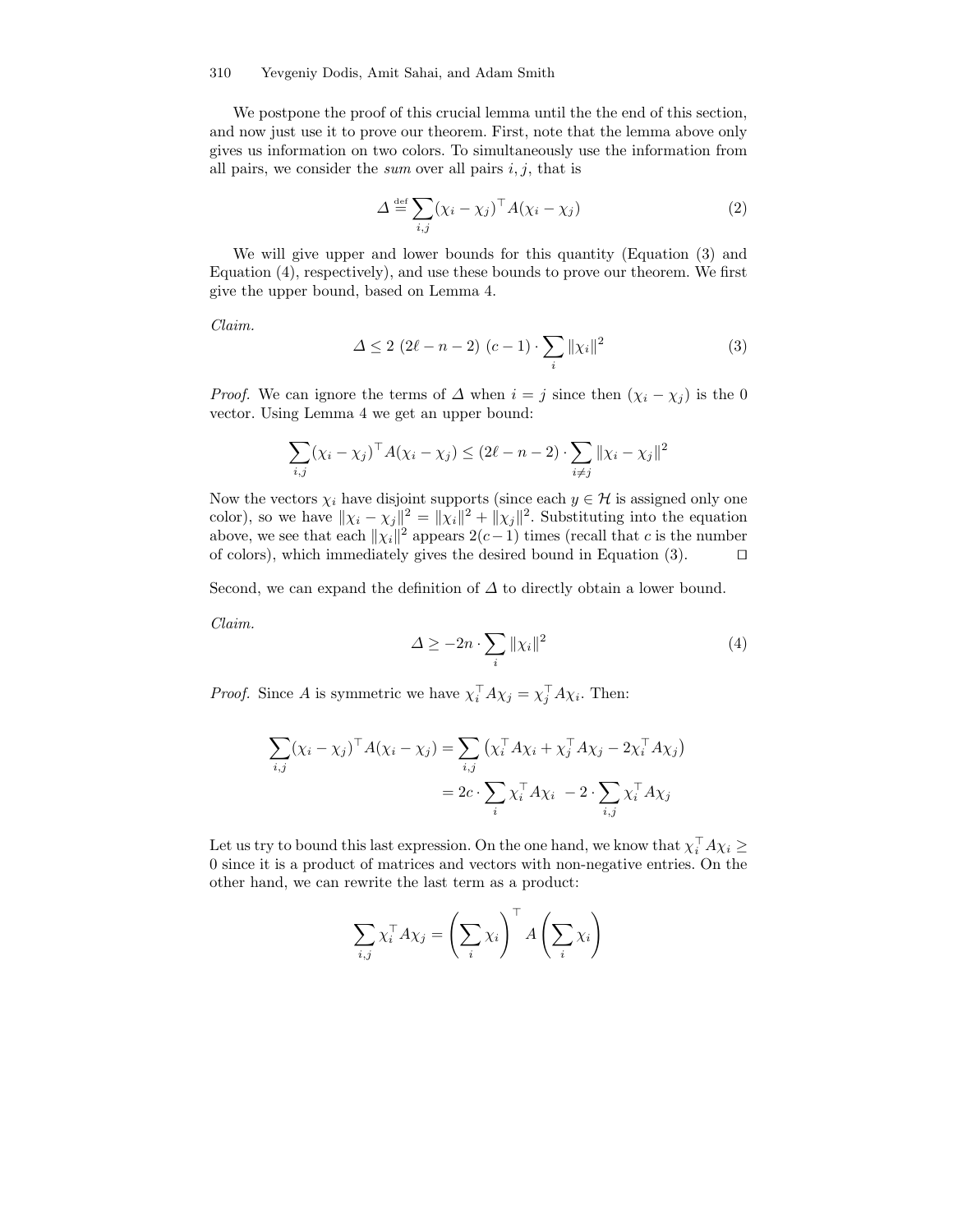We postpone the proof of this crucial lemma until the the end of this section, and now just use it to prove our theorem. First, note that the lemma above only gives us information on two colors. To simultaneously use the information from all pairs, we consider the *sum* over all pairs $i, j$, that is

$$\Delta \stackrel{\text{def}}{=} \sum_{i,j} (\chi_i - \chi_j)^\top A (\chi_i - \chi_j) \tag{2}$$

We will give upper and lower bounds for this quantity (Equation (3) and Equation (4), respectively), and use these bounds to prove our theorem. We first give the upper bound, based on Lemma 4.

*Claim.*

$$\Delta \leq 2\ (2\ell - n - 2)\ (c-1) \cdot \sum_i \|\chi_i\|^2 \tag{3}$$

*Proof.* We can ignore the terms of $\Delta$ when $i = j$ since then $(\chi_i - \chi_j)$ is the 0 vector. Using Lemma 4 we get an upper bound:

$$\sum_{i,j} (\chi_i - \chi_j)^\top A (\chi_i - \chi_j) \leq (2\ell - n - 2) \cdot \sum_{i \neq j} \|\chi_i - \chi_j\|^2$$

Now the vectors $\chi_i$ have disjoint supports (since each $y \in \mathcal{H}$ is assigned only one color), so we have $\|\chi_i - \chi_j\|^2 = \|\chi_i\|^2 + \|\chi_j\|^2$. Substituting into the equation above, we see that each $\|\chi_i\|^2$ appears $2(c-1)$ times (recall that $c$ is the number of colors), which immediately gives the desired bound in Equation (3). □

Second, we can expand the definition of $\Delta$ to directly obtain a lower bound.

*Claim.*

$$\Delta \geq -2n \cdot \sum_i \|\chi_i\|^2 \tag{4}$$

*Proof.* Since $A$ is symmetric we have $\chi_i^\top A \chi_j = \chi_j^\top A \chi_i$. Then:

$$\begin{aligned}
\sum_{i,j} (\chi_i - \chi_j)^\top A (\chi_i - \chi_j) &= \sum_{i,j} \left( \chi_i^\top A \chi_i + \chi_j^\top A \chi_j - 2\chi_i^\top A \chi_j \right) \\
&= 2c \cdot \sum_i \chi_i^\top A \chi_i \ - 2 \cdot \sum_{i,j} \chi_i^\top A \chi_j
\end{aligned}$$

Let us try to bound this last expression. On the one hand, we know that $\chi_i^\top A \chi_i \geq 0$ since it is a product of matrices and vectors with non-negative entries. On the other hand, we can rewrite the last term as a product:

$$\sum_{i,j} \chi_i^\top A \chi_j = \left( \sum_i \chi_i \right)^\top A \left( \sum_i \chi_i \right)$$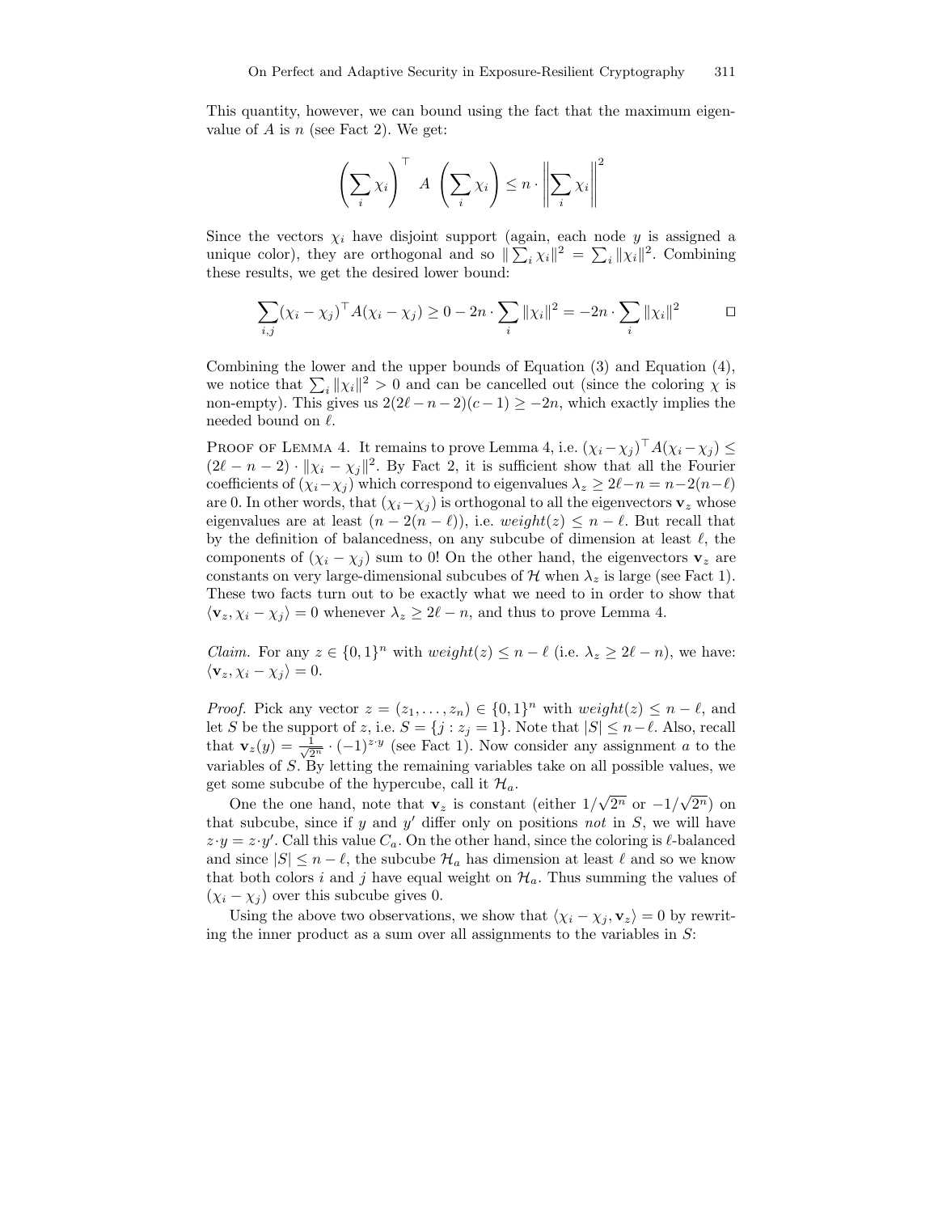This quantity, however, we can bound using the fact that the maximum eigenvalue of $A$ is $n$ (see Fact 2). We get:

$$\left(\sum_i \chi_i\right)^\top A \left(\sum_i \chi_i\right) \leq n \cdot \left\|\sum_i \chi_i\right\|^2$$

Since the vectors $\chi_i$ have disjoint support (again, each node $y$ is assigned a unique color), they are orthogonal and so $\|\sum_i \chi_i\|^2 = \sum_i \|\chi_i\|^2$. Combining these results, we get the desired lower bound:

$$\sum_{i,j} (\chi_i - \chi_j)^\top A (\chi_i - \chi_j) \geq 0 - 2n \cdot \sum_i \|\chi_i\|^2 = -2n \cdot \sum_i \|\chi_i\|^2 \qquad \square$$

Combining the lower and the upper bounds of Equation (3) and Equation (4), we notice that $\sum_i \|\chi_i\|^2 > 0$ and can be cancelled out (since the coloring $\chi$ is non-empty). This gives us $2(2\ell - n - 2)(c-1) \geq -2n$, which exactly implies the needed bound on $\ell$.

Proof of Lemma 4. It remains to prove Lemma 4, i.e. $(\chi_i - \chi_j)^\top A(\chi_i - \chi_j) \leq (2\ell - n - 2) \cdot \|\chi_i - \chi_j\|^2$. By Fact 2, it is sufficient show that all the Fourier coefficients of $(\chi_i - \chi_j)$ which correspond to eigenvalues $\lambda_z \geq 2\ell - n = n - 2(n - \ell)$ are 0. In other words, that $(\chi_i - \chi_j)$ is orthogonal to all the eigenvectors $\mathbf{v}_z$ whose eigenvalues are at least $(n - 2(n-\ell))$, i.e. $weight(z) \leq n - \ell$. But recall that by the definition of balancedness, on any subcube of dimension at least $\ell$, the components of $(\chi_i - \chi_j)$ sum to 0! On the other hand, the eigenvectors $\mathbf{v}_z$ are constants on very large-dimensional subcubes of $\mathcal{H}$ when $\lambda_z$ is large (see Fact 1). These two facts turn out to be exactly what we need to in order to show that $\langle \mathbf{v}_z, \chi_i - \chi_j \rangle = 0$ whenever $\lambda_z \geq 2\ell - n$, and thus to prove Lemma 4.

*Claim.* For any $z \in \{0,1\}^n$ with $weight(z) \leq n - \ell$ (i.e. $\lambda_z \geq 2\ell - n$), we have: $\langle \mathbf{v}_z, \chi_i - \chi_j \rangle = 0$.

*Proof.* Pick any vector $z = (z_1, \ldots, z_n) \in \{0,1\}^n$ with $weight(z) \leq n - \ell$, and let $S$ be the support of $z$, i.e. $S = \{j : z_j = 1\}$. Note that $|S| \leq n - \ell$. Also, recall that $\mathbf{v}_z(y) = \frac{1}{\sqrt{2^n}} \cdot (-1)^{z \cdot y}$ (see Fact 1). Now consider any assignment $a$ to the variables of $S$. By letting the remaining variables take on all possible values, we get some subcube of the hypercube, call it $\mathcal{H}_a$.

One the one hand, note that $\mathbf{v}_z$ is constant (either $1/\sqrt{2^n}$ or $-1/\sqrt{2^n}$) on that subcube, since if $y$ and $y'$ differ only on positions *not* in $S$, we will have $z \cdot y = z \cdot y'$. Call this value $C_a$. On the other hand, since the coloring is $\ell$-balanced and since $|S| \leq n - \ell$, the subcube $\mathcal{H}_a$ has dimension at least $\ell$ and so we know that both colors $i$ and $j$ have equal weight on $\mathcal{H}_a$. Thus summing the values of $(\chi_i - \chi_j)$ over this subcube gives 0.

Using the above two observations, we show that $\langle \chi_i - \chi_j, \mathbf{v}_z \rangle = 0$ by rewriting the inner product as a sum over all assignments to the variables in $S$: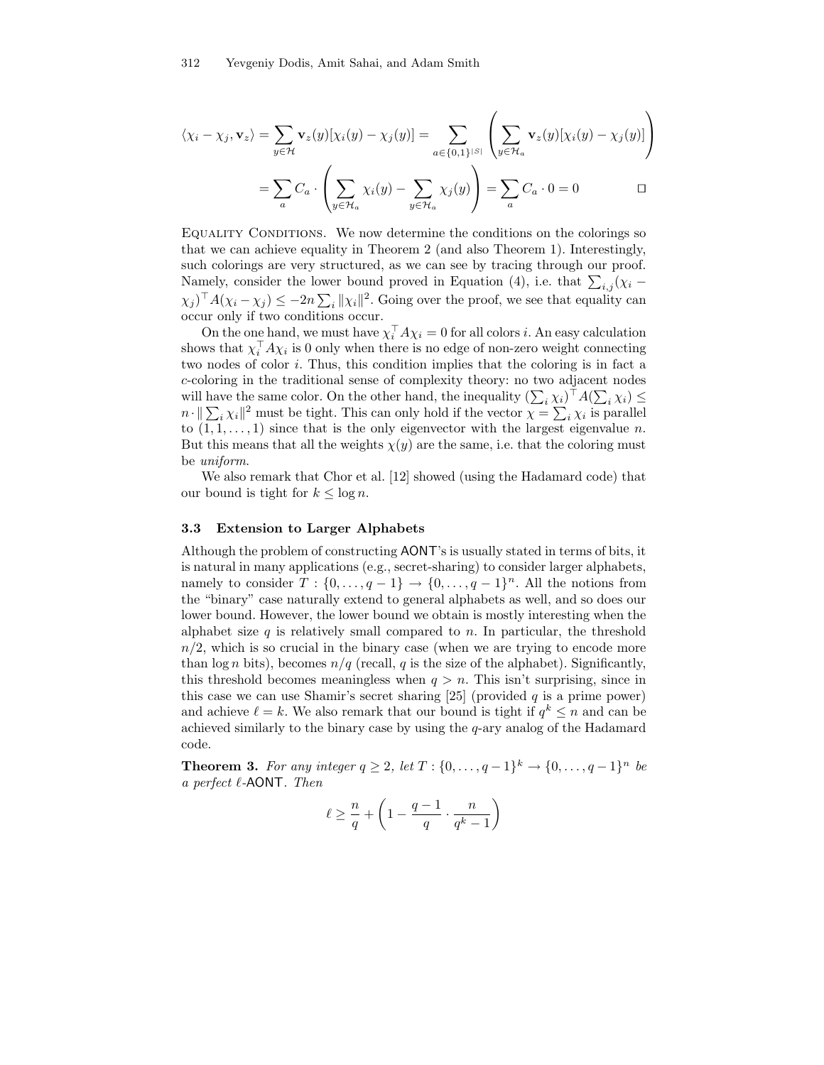$$\langle \chi_i - \chi_j, \mathbf{v}_z \rangle = \sum_{y \in \mathcal{H}} \mathbf{v}_z(y)[\chi_i(y) - \chi_j(y)] = \sum_{a \in \{0,1\}^{|S|}} \left( \sum_{y \in \mathcal{H}_a} \mathbf{v}_z(y)[\chi_i(y) - \chi_j(y)] \right)$$

$$= \sum_a C_a \cdot \left( \sum_{y \in \mathcal{H}_a} \chi_i(y) - \sum_{y \in \mathcal{H}_a} \chi_j(y) \right) = \sum_a C_a \cdot 0 = 0 \qquad \square$$

Equality Conditions. We now determine the conditions on the colorings so that we can achieve equality in Theorem 2 (and also Theorem 1). Interestingly, such colorings are very structured, as we can see by tracing through our proof. Namely, consider the lower bound proved in Equation (4), i.e. that $\sum_{i,j}(\chi_i - \chi_j)^\top A(\chi_i - \chi_j) \le -2n \sum_i \|\chi_i\|^2$. Going over the proof, we see that equality can occur only if two conditions occur.

On the one hand, we must have $\chi_i^\top A \chi_i = 0$ for all colors $i$. An easy calculation shows that $\chi_i^\top A \chi_i$ is 0 only when there is no edge of non-zero weight connecting two nodes of color $i$. Thus, this condition implies that the coloring is in fact a $c$-coloring in the traditional sense of complexity theory: no two adjacent nodes will have the same color. On the other hand, the inequality $(\sum_i \chi_i)^\top A(\sum_i \chi_i) \le n \cdot \|\sum_i \chi_i\|^2$ must be tight. This can only hold if the vector $\chi = \sum_i \chi_i$ is parallel to $(1, 1, \ldots, 1)$ since that is the only eigenvector with the largest eigenvalue $n$. But this means that all the weights $\chi(y)$ are the same, i.e. that the coloring must be *uniform*.

We also remark that Chor et al. [12] showed (using the Hadamard code) that our bound is tight for $k \le \log n$.

### 3.3 Extension to Larger Alphabets

Although the problem of constructing AONT's is usually stated in terms of bits, it is natural in many applications (e.g., secret-sharing) to consider larger alphabets, namely to consider $T : \{0, \ldots, q-1\} \to \{0, \ldots, q-1\}^n$. All the notions from the "binary" case naturally extend to general alphabets as well, and so does our lower bound. However, the lower bound we obtain is mostly interesting when the alphabet size $q$ is relatively small compared to $n$. In particular, the threshold $n/2$, which is so crucial in the binary case (when we are trying to encode more than $\log n$ bits), becomes $n/q$ (recall, $q$ is the size of the alphabet). Significantly, this threshold becomes meaningless when $q > n$. This isn't surprising, since in this case we can use Shamir's secret sharing [25] (provided $q$ is a prime power) and achieve $\ell = k$. We also remark that our bound is tight if $q^k \le n$ and can be achieved similarly to the binary case by using the $q$-ary analog of the Hadamard code.

**Theorem 3.** *For any integer $q \ge 2$, let $T : \{0, \ldots, q-1\}^k \to \{0, \ldots, q-1\}^n$ be a perfect $\ell$-AONT. Then*

$$\ell \ge \frac{n}{q} + \left(1 - \frac{q-1}{q} \cdot \frac{n}{q^k - 1}\right)$$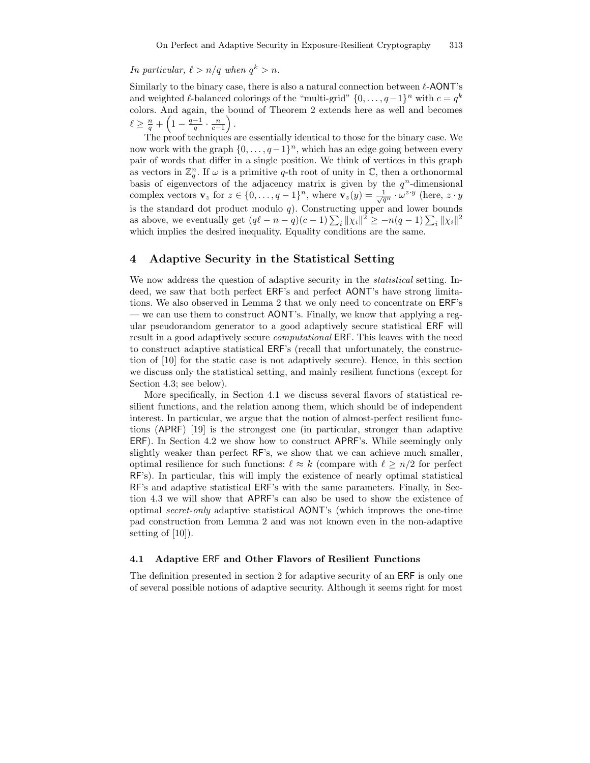*In particular,* $\ell > n/q$ *when* $q^k > n$.

Similarly to the binary case, there is also a natural connection between $\ell$-AONT's and weighted $\ell$-balanced colorings of the "multi-grid" $\{0, \ldots, q-1\}^n$ with $c = q^k$ colors. And again, the bound of Theorem 2 extends here as well and becomes $\ell \geq \frac{n}{q} + \left(1 - \frac{q-1}{q} \cdot \frac{n}{c-1}\right)$.

The proof techniques are essentially identical to those for the binary case. We now work with the graph $\{0, \ldots, q-1\}^n$, which has an edge going between every pair of words that differ in a single position. We think of vertices in this graph as vectors in $\mathbb{Z}_q^n$. If $\omega$ is a primitive $q$-th root of unity in $\mathbb{C}$, then a orthonormal basis of eigenvectors of the adjacency matrix is given by the $q^n$-dimensional complex vectors $\mathbf{v}_z$ for $z \in \{0, \ldots, q-1\}^n$, where $\mathbf{v}_z(y) = \frac{1}{\sqrt{q^n}} \cdot \omega^{z \cdot y}$ (here, $z \cdot y$ is the standard dot product modulo $q$). Constructing upper and lower bounds as above, we eventually get $(q\ell - n - q)(c-1)\sum_i \|\chi_i\|^2 \geq -n(q-1)\sum_i \|\chi_i\|^2$ which implies the desired inequality. Equality conditions are the same.

## 4 Adaptive Security in the Statistical Setting

We now address the question of adaptive security in the *statistical* setting. Indeed, we saw that both perfect ERF's and perfect AONT's have strong limitations. We also observed in Lemma 2 that we only need to concentrate on ERF's — we can use them to construct AONT's. Finally, we know that applying a regular pseudorandom generator to a good adaptively secure statistical ERF will result in a good adaptively secure *computational* ERF. This leaves with the need to construct adaptive statistical ERF's (recall that unfortunately, the construction of [10] for the static case is not adaptively secure). Hence, in this section we discuss only the statistical setting, and mainly resilient functions (except for Section 4.3; see below).

More specifically, in Section 4.1 we discuss several flavors of statistical resilient functions, and the relation among them, which should be of independent interest. In particular, we argue that the notion of almost-perfect resilient functions (APRF) [19] is the strongest one (in particular, stronger than adaptive ERF). In Section 4.2 we show how to construct APRF's. While seemingly only slightly weaker than perfect RF's, we show that we can achieve much smaller, optimal resilience for such functions: $\ell \approx k$ (compare with $\ell \geq n/2$ for perfect RF's). In particular, this will imply the existence of nearly optimal statistical RF's and adaptive statistical ERF's with the same parameters. Finally, in Section 4.3 we will show that APRF's can also be used to show the existence of optimal *secret-only* adaptive statistical AONT's (which improves the one-time pad construction from Lemma 2 and was not known even in the non-adaptive setting of [10]).

### 4.1 Adaptive ERF and Other Flavors of Resilient Functions

The definition presented in section 2 for adaptive security of an ERF is only one of several possible notions of adaptive security. Although it seems right for most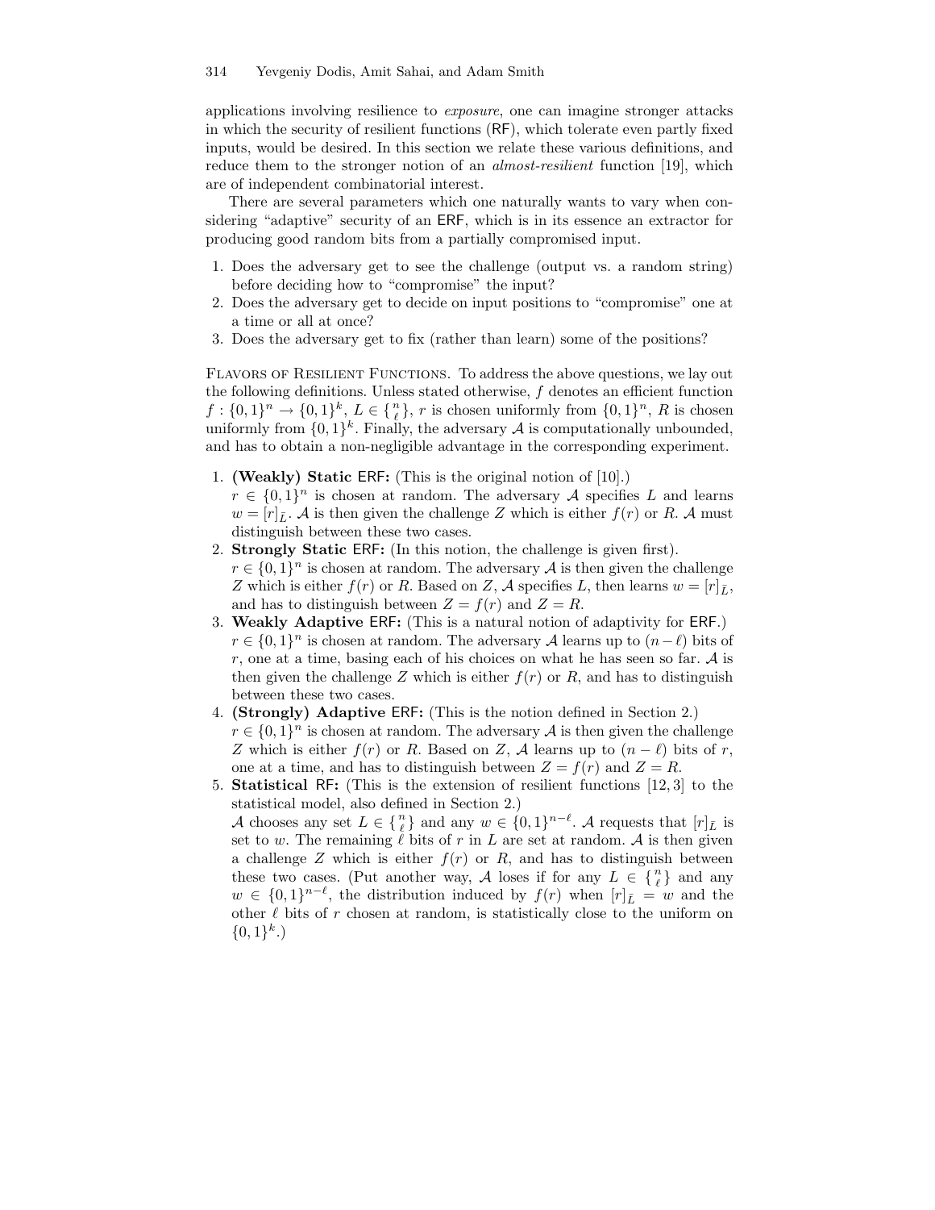applications involving resilience to *exposure*, one can imagine stronger attacks in which the security of resilient functions (RF), which tolerate even partly fixed inputs, would be desired. In this section we relate these various definitions, and reduce them to the stronger notion of an *almost-resilient* function [19], which are of independent combinatorial interest.

There are several parameters which one naturally wants to vary when considering "adaptive" security of an ERF, which is in its essence an extractor for producing good random bits from a partially compromised input.

1. Does the adversary get to see the challenge (output vs. a random string) before deciding how to "compromise" the input?
2. Does the adversary get to decide on input positions to "compromise" one at a time or all at once?
3. Does the adversary get to fix (rather than learn) some of the positions?

Flavors of Resilient Functions. To address the above questions, we lay out the following definitions. Unless stated otherwise, $f$ denotes an efficient function $f : \{0,1\}^n \to \{0,1\}^k$, $L \in \{{n \atop \ell}\}$, $r$ is chosen uniformly from $\{0,1\}^n$, $R$ is chosen uniformly from $\{0,1\}^k$. Finally, the adversary $\mathcal{A}$ is computationally unbounded, and has to obtain a non-negligible advantage in the corresponding experiment.

1. **(Weakly) Static** ERF**:** (This is the original notion of [10].)
   $r \in \{0,1\}^n$ is chosen at random. The adversary $\mathcal{A}$ specifies $L$ and learns $w = [r]_{\bar{L}}$. $\mathcal{A}$ is then given the challenge $Z$ which is either $f(r)$ or $R$. $\mathcal{A}$ must distinguish between these two cases.
2. **Strongly Static** ERF**:** (In this notion, the challenge is given first).
   $r \in \{0,1\}^n$ is chosen at random. The adversary $\mathcal{A}$ is then given the challenge $Z$ which is either $f(r)$ or $R$. Based on $Z$, $\mathcal{A}$ specifies $L$, then learns $w = [r]_{\bar{L}}$, and has to distinguish between $Z = f(r)$ and $Z = R$.
3. **Weakly Adaptive** ERF**:** (This is a natural notion of adaptivity for ERF.)
   $r \in \{0,1\}^n$ is chosen at random. The adversary $\mathcal{A}$ learns up to $(n - \ell)$ bits of $r$, one at a time, basing each of his choices on what he has seen so far. $\mathcal{A}$ is then given the challenge $Z$ which is either $f(r)$ or $R$, and has to distinguish between these two cases.
4. **(Strongly) Adaptive** ERF**:** (This is the notion defined in Section 2.)
   $r \in \{0,1\}^n$ is chosen at random. The adversary $\mathcal{A}$ is then given the challenge $Z$ which is either $f(r)$ or $R$. Based on $Z$, $\mathcal{A}$ learns up to $(n - \ell)$ bits of $r$, one at a time, and has to distinguish between $Z = f(r)$ and $Z = R$.
5. **Statistical** RF**:** (This is the extension of resilient functions [12, 3] to the statistical model, also defined in Section 2.)
   $\mathcal{A}$ chooses any set $L \in \{{n \atop \ell}\}$ and any $w \in \{0,1\}^{n-\ell}$. $\mathcal{A}$ requests that $[r]_{\bar{L}}$ is set to $w$. The remaining $\ell$ bits of $r$ in $L$ are set at random. $\mathcal{A}$ is then given a challenge $Z$ which is either $f(r)$ or $R$, and has to distinguish between these two cases. (Put another way, $\mathcal{A}$ loses if for any $L \in \{{n \atop \ell}\}$ and any $w \in \{0,1\}^{n-\ell}$, the distribution induced by $f(r)$ when $[r]_{\bar{L}} = w$ and the other $\ell$ bits of $r$ chosen at random, is statistically close to the uniform on $\{0,1\}^k$.)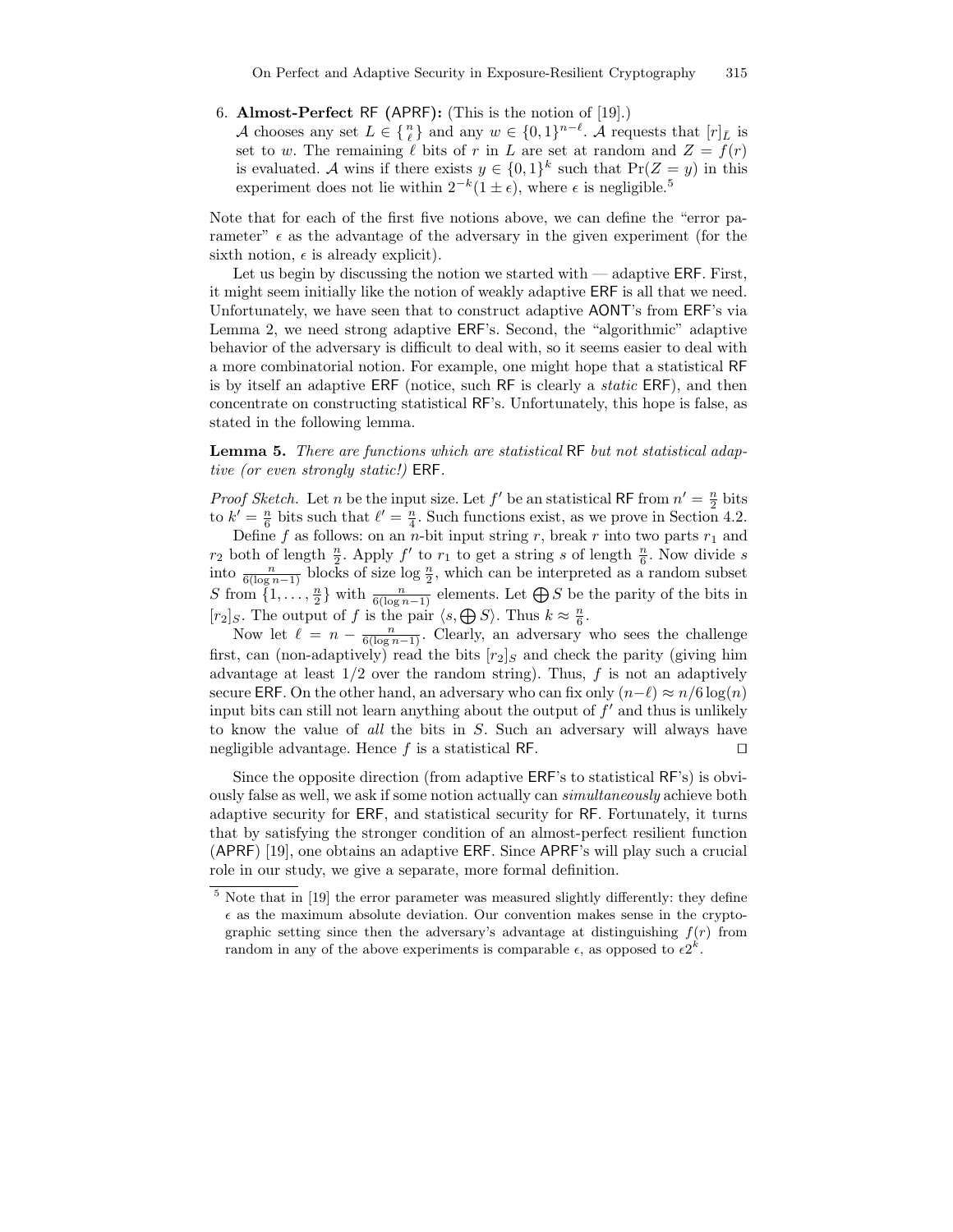6. **Almost-Perfect RF (APRF):** (This is the notion of [19].)
   $\mathcal{A}$ chooses any set $L \in \{{n \atop \ell}\}$ and any $w \in \{0,1\}^{n-\ell}$. $\mathcal{A}$ requests that $[r]_{\bar{L}}$ is set to $w$. The remaining $\ell$ bits of $r$ in $L$ are set at random and $Z = f(r)$ is evaluated. $\mathcal{A}$ wins if there exists $y \in \{0,1\}^k$ such that $\Pr(Z = y)$ in this experiment does not lie within $2^{-k}(1 \pm \epsilon)$, where $\epsilon$ is negligible.[5]

Note that for each of the first five notions above, we can define the "error parameter" $\epsilon$ as the advantage of the adversary in the given experiment (for the sixth notion, $\epsilon$ is already explicit).

Let us begin by discussing the notion we started with — adaptive ERF. First, it might seem initially like the notion of weakly adaptive ERF is all that we need. Unfortunately, we have seen that to construct adaptive AONT's from ERF's via Lemma 2, we need strong adaptive ERF's. Second, the "algorithmic" adaptive behavior of the adversary is difficult to deal with, so it seems easier to deal with a more combinatorial notion. For example, one might hope that a statistical RF is by itself an adaptive ERF (notice, such RF is clearly a *static* ERF), and then concentrate on constructing statistical RF's. Unfortunately, this hope is false, as stated in the following lemma.

**Lemma 5.** *There are functions which are statistical* RF *but not statistical adaptive (or even strongly static!)* ERF.

*Proof Sketch.* Let $n$ be the input size. Let $f'$ be an statistical RF from $n' = \frac{n}{2}$ bits to $k' = \frac{n}{6}$ bits such that $\ell' = \frac{n}{4}$. Such functions exist, as we prove in Section 4.2.

Define $f$ as follows: on an $n$-bit input string $r$, break $r$ into two parts $r_1$ and $r_2$ both of length $\frac{n}{2}$. Apply $f'$ to $r_1$ to get a string $s$ of length $\frac{n}{6}$. Now divide $s$ into $\frac{n}{6(\log n-1)}$ blocks of size $\log \frac{n}{2}$, which can be interpreted as a random subset $S$ from $\{1, \ldots, \frac{n}{2}\}$ with $\frac{n}{6(\log n-1)}$ elements. Let $\bigoplus S$ be the parity of the bits in $[r_2]_S$. The output of $f$ is the pair $\langle s, \bigoplus S\rangle$. Thus $k \approx \frac{n}{6}$.

Now let $\ell = n - \frac{n}{6(\log n-1)}$. Clearly, an adversary who sees the challenge first, can (non-adaptively) read the bits $[r_2]_S$ and check the parity (giving him advantage at least 1/2 over the random string). Thus, $f$ is not an adaptively secure ERF. On the other hand, an adversary who can fix only $(n-\ell) \approx n/6\log(n)$ input bits can still not learn anything about the output of $f'$ and thus is unlikely to know the value of *all* the bits in $S$. Such an adversary will always have negligible advantage. Hence $f$ is a statistical RF. $\square$

Since the opposite direction (from adaptive ERF's to statistical RF's) is obviously false as well, we ask if some notion actually can *simultaneously* achieve both adaptive security for ERF, and statistical security for RF. Fortunately, it turns that by satisfying the stronger condition of an almost-perfect resilient function (APRF) [19], one obtains an adaptive ERF. Since APRF's will play such a crucial role in our study, we give a separate, more formal definition.

---

[5] Note that in [19] the error parameter was measured slightly differently: they define $\epsilon$ as the maximum absolute deviation. Our convention makes sense in the cryptographic setting since then the adversary's advantage at distinguishing $f(r)$ from random in any of the above experiments is comparable $\epsilon$, as opposed to $\epsilon 2^k$.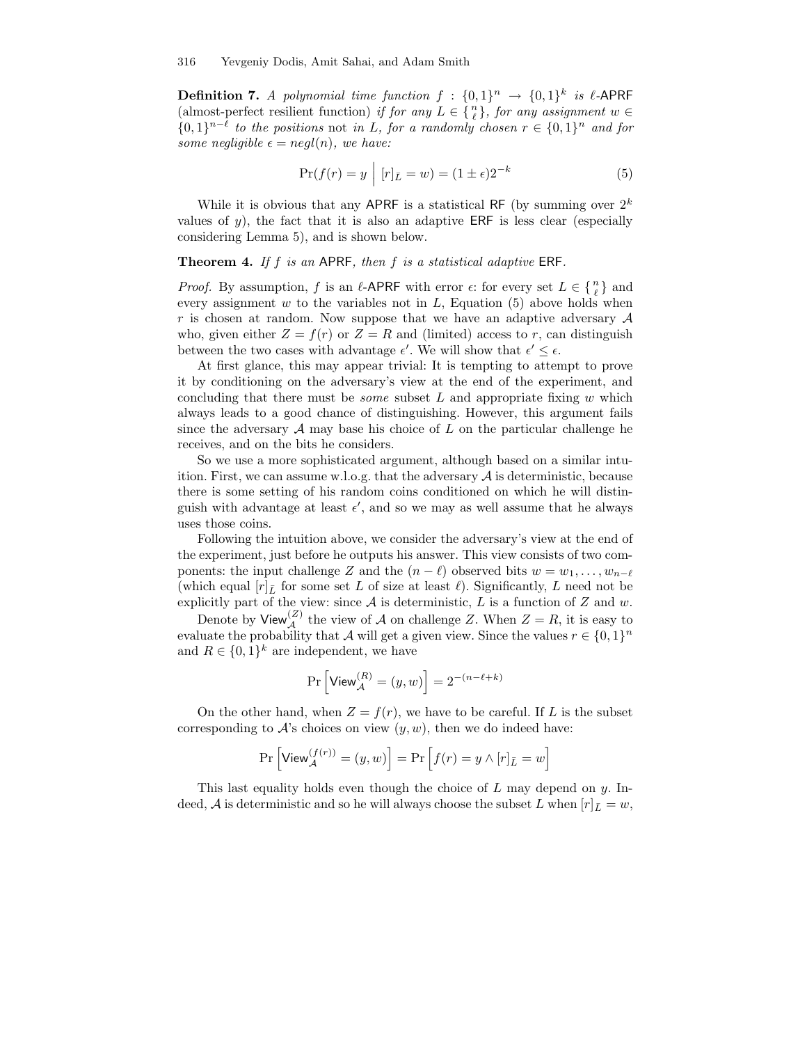**Definition 7.** *A polynomial time function $f : \{0,1\}^n \to \{0,1\}^k$ is $\ell$-*APRF *(almost-perfect resilient function) if for any $L \in \{ {n \atop \ell} \}$, for any assignment $w \in \{0,1\}^{n-\ell}$ to the positions* not *in $L$, for a randomly chosen $r \in \{0,1\}^n$ and for some negligible $\epsilon = negl(n)$, we have:*

$$\Pr(f(r) = y \;\Big|\; [r]_{\bar{L}} = w) = (1 \pm \epsilon)2^{-k} \tag{5}$$

While it is obvious that any APRF is a statistical RF (by summing over $2^k$ values of $y$), the fact that it is also an adaptive ERF is less clear (especially considering Lemma 5), and is shown below.

**Theorem 4.** *If $f$ is an* APRF*, then $f$ is a statistical adaptive* ERF*.*

*Proof.* By assumption, $f$ is an $\ell$-APRF with error $\epsilon$: for every set $L \in \{ {n \atop \ell} \}$ and every assignment $w$ to the variables not in $L$, Equation (5) above holds when $r$ is chosen at random. Now suppose that we have an adaptive adversary $\mathcal{A}$ who, given either $Z = f(r)$ or $Z = R$ and (limited) access to $r$, can distinguish between the two cases with advantage $\epsilon'$. We will show that $\epsilon' \le \epsilon$.

At first glance, this may appear trivial: It is tempting to attempt to prove it by conditioning on the adversary's view at the end of the experiment, and concluding that there must be *some* subset $L$ and appropriate fixing $w$ which always leads to a good chance of distinguishing. However, this argument fails since the adversary $\mathcal{A}$ may base his choice of $L$ on the particular challenge he receives, and on the bits he considers.

So we use a more sophisticated argument, although based on a similar intuition. First, we can assume w.l.o.g. that the adversary $\mathcal{A}$ is deterministic, because there is some setting of his random coins conditioned on which he will distinguish with advantage at least $\epsilon'$, and so we may as well assume that he always uses those coins.

Following the intuition above, we consider the adversary's view at the end of the experiment, just before he outputs his answer. This view consists of two components: the input challenge $Z$ and the $(n-\ell)$ observed bits $w = w_1, \ldots, w_{n-\ell}$ (which equal $[r]_{\bar{L}}$ for some set $L$ of size at least $\ell$). Significantly, $L$ need not be explicitly part of the view: since $\mathcal{A}$ is deterministic, $L$ is a function of $Z$ and $w$.

Denote by $\mathsf{View}_{\mathcal{A}}^{(Z)}$ the view of $\mathcal{A}$ on challenge $Z$. When $Z = R$, it is easy to evaluate the probability that $\mathcal{A}$ will get a given view. Since the values $r \in \{0,1\}^n$ and $R \in \{0,1\}^k$ are independent, we have

$$\Pr\left[\mathsf{View}_{\mathcal{A}}^{(R)} = (y, w)\right] = 2^{-(n-\ell+k)}$$

On the other hand, when $Z = f(r)$, we have to be careful. If $L$ is the subset corresponding to $\mathcal{A}$'s choices on view $(y, w)$, then we do indeed have:

$$\Pr\left[\mathsf{View}_{\mathcal{A}}^{(f(r))} = (y, w)\right] = \Pr\left[f(r) = y \wedge [r]_{\bar{L}} = w\right]$$

This last equality holds even though the choice of $L$ may depend on $y$. Indeed, $\mathcal{A}$ is deterministic and so he will always choose the subset $L$ when $[r]_{\bar{L}} = w$,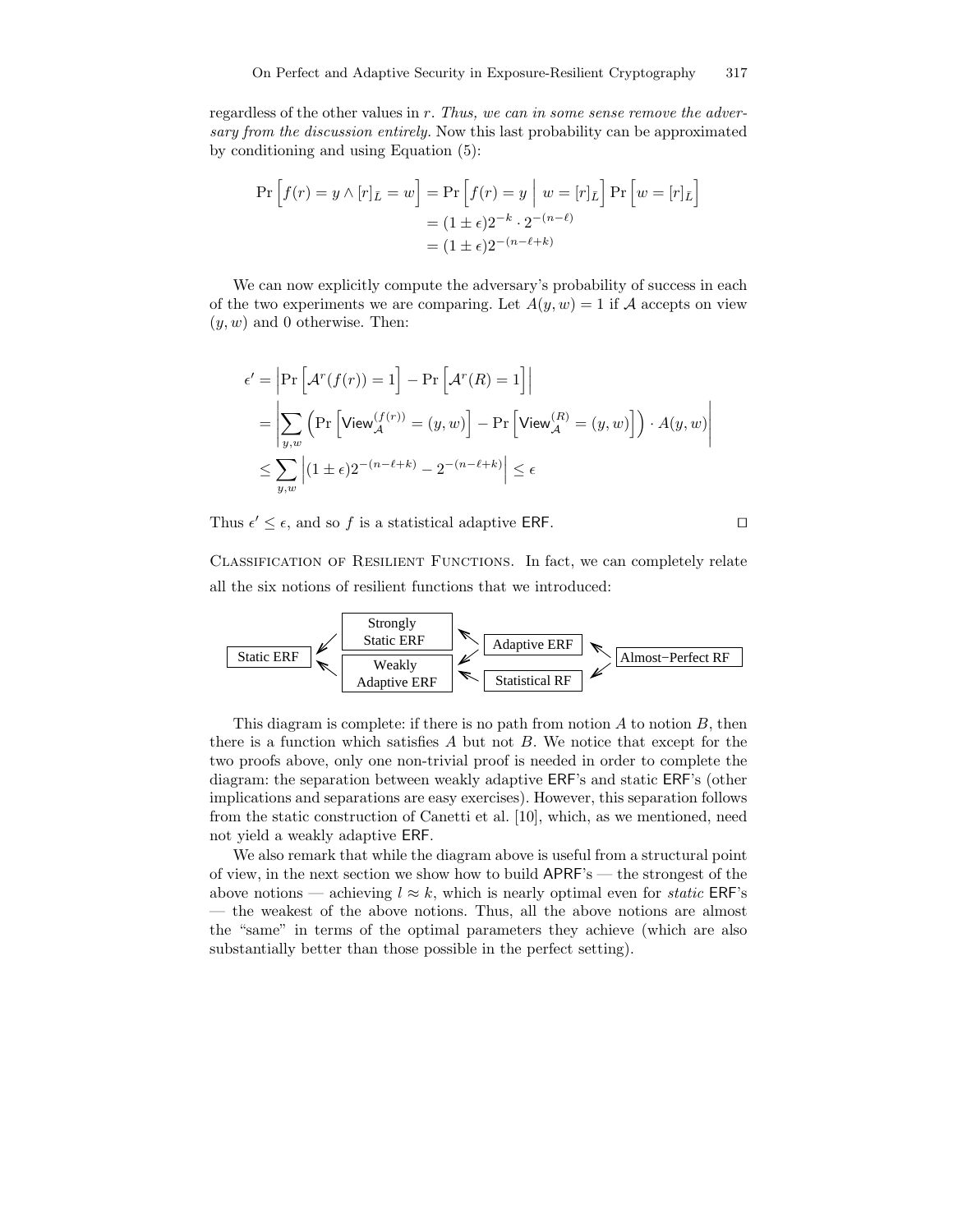regardless of the other values in $r$. *Thus, we can in some sense remove the adversary from the discussion entirely.* Now this last probability can be approximated by conditioning and using Equation (5):

$$
\begin{aligned}
\Pr\left[f(r) = y \wedge [r]_{\bar{L}} = w\right] &= \Pr\left[f(r) = y \;\middle|\; w = [r]_{\bar{L}}\right] \Pr\left[w = [r]_{\bar{L}}\right] \\
&= (1 \pm \epsilon) 2^{-k} \cdot 2^{-(n-\ell)} \\
&= (1 \pm \epsilon) 2^{-(n-\ell+k)}
\end{aligned}
$$

We can now explicitly compute the adversary's probability of success in each of the two experiments we are comparing. Let $A(y, w) = 1$ if $\mathcal{A}$ accepts on view $(y, w)$ and 0 otherwise. Then:

$$
\begin{aligned}
\epsilon' &= \left|\Pr\left[\mathcal{A}^r(f(r)) = 1\right] - \Pr\left[\mathcal{A}^r(R) = 1\right]\right| \\
&= \left|\sum_{y,w} \left(\Pr\left[\mathsf{View}_{\mathcal{A}}^{(f(r))} = (y, w)\right] - \Pr\left[\mathsf{View}_{\mathcal{A}}^{(R)} = (y, w)\right]\right) \cdot A(y, w)\right| \\
&\leq \sum_{y,w} \left|(1 \pm \epsilon) 2^{-(n-\ell+k)} - 2^{-(n-\ell+k)}\right| \leq \epsilon
\end{aligned}
$$

Thus $\epsilon' \leq \epsilon$, and so $f$ is a statistical adaptive $\mathsf{ERF}$. □

Classification of Resilient Functions. In fact, we can completely relate all the six notions of resilient functions that we introduced:

```
                 Strongly                                                
Static ERF  <--  Static ERF   <--  Adaptive ERF   <--                    
            <--  Weakly       <--                     Almost-Perfect RF  
                 Adaptive ERF <--  Statistical RF <--                    
```

This diagram is complete: if there is no path from notion $A$ to notion $B$, then there is a function which satisfies $A$ but not $B$. We notice that except for the two proofs above, only one non-trivial proof is needed in order to complete the diagram: the separation between weakly adaptive $\mathsf{ERF}$'s and static $\mathsf{ERF}$'s (other implications and separations are easy exercises). However, this separation follows from the static construction of Canetti et al. [10], which, as we mentioned, need not yield a weakly adaptive $\mathsf{ERF}$.

We also remark that while the diagram above is useful from a structural point of view, in the next section we show how to build $\mathsf{APRF}$'s — the strongest of the above notions — achieving $l \approx k$, which is nearly optimal even for *static* $\mathsf{ERF}$'s — the weakest of the above notions. Thus, all the above notions are almost the "same" in terms of the optimal parameters they achieve (which are also substantially better than those possible in the perfect setting).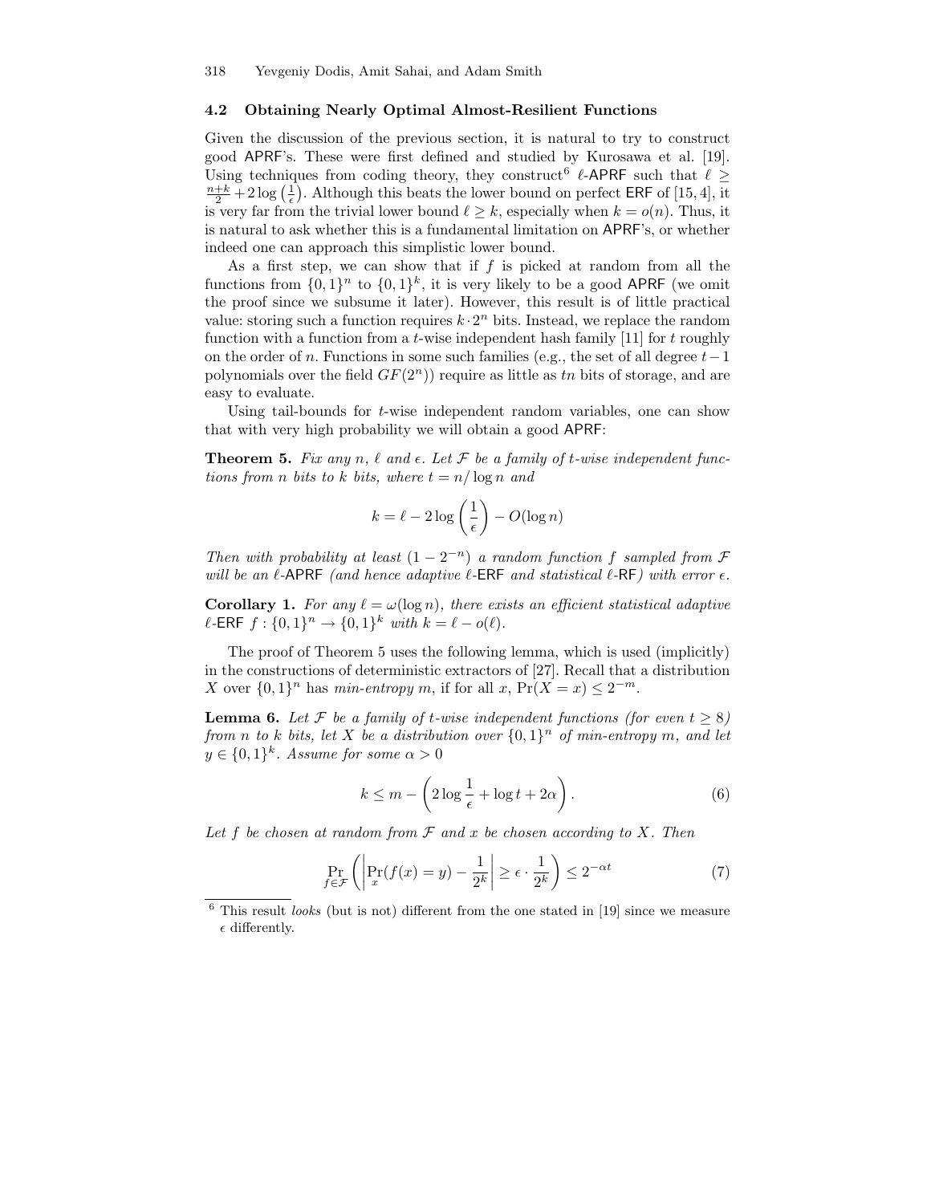### 4.2 Obtaining Nearly Optimal Almost-Resilient Functions

Given the discussion of the previous section, it is natural to try to construct good APRF's. These were first defined and studied by Kurosawa et al. [19]. Using techniques from coding theory, they construct[6] $\ell$-APRF such that $\ell \geq \frac{n+k}{2} + 2\log\left(\frac{1}{\epsilon}\right)$. Although this beats the lower bound on perfect ERF of [15, 4], it is very far from the trivial lower bound $\ell \geq k$, especially when $k = o(n)$. Thus, it is natural to ask whether this is a fundamental limitation on APRF's, or whether indeed one can approach this simplistic lower bound.

As a first step, we can show that if $f$ is picked at random from all the functions from $\{0,1\}^n$ to $\{0,1\}^k$, it is very likely to be a good APRF (we omit the proof since we subsume it later). However, this result is of little practical value: storing such a function requires $k \cdot 2^n$ bits. Instead, we replace the random function with a function from a $t$-wise independent hash family [11] for $t$ roughly on the order of $n$. Functions in some such families (e.g., the set of all degree $t-1$ polynomials over the field $GF(2^n)$) require as little as $tn$ bits of storage, and are easy to evaluate.

Using tail-bounds for $t$-wise independent random variables, one can show that with very high probability we will obtain a good APRF:

**Theorem 5.** *Fix any $n$, $\ell$ and $\epsilon$. Let $\mathcal{F}$ be a family of $t$-wise independent functions from $n$ bits to $k$ bits, where $t = n/\log n$ and*

$$k = \ell - 2\log\left(\frac{1}{\epsilon}\right) - O(\log n)$$

*Then with probability at least $(1 - 2^{-n})$ a random function $f$ sampled from $\mathcal{F}$ will be an $\ell$-APRF (and hence adaptive $\ell$-ERF and statistical $\ell$-RF) with error $\epsilon$.*

**Corollary 1.** *For any $\ell = \omega(\log n)$, there exists an efficient statistical adaptive $\ell$-ERF $f : \{0,1\}^n \to \{0,1\}^k$ with $k = \ell - o(\ell)$.*

The proof of Theorem 5 uses the following lemma, which is used (implicitly) in the constructions of deterministic extractors of [27]. Recall that a distribution $X$ over $\{0,1\}^n$ has *min-entropy* $m$, if for all $x$, $\Pr(X = x) \leq 2^{-m}$.

**Lemma 6.** *Let $\mathcal{F}$ be a family of $t$-wise independent functions (for even $t \geq 8$) from $n$ to $k$ bits, let $X$ be a distribution over $\{0,1\}^n$ of min-entropy $m$, and let $y \in \{0,1\}^k$. Assume for some $\alpha > 0$*

$$k \leq m - \left(2\log\frac{1}{\epsilon} + \log t + 2\alpha\right). \tag{6}$$

*Let $f$ be chosen at random from $\mathcal{F}$ and $x$ be chosen according to $X$. Then*

$$\Pr_{f \in \mathcal{F}}\left(\left|\Pr_x(f(x) = y) - \frac{1}{2^k}\right| \geq \epsilon \cdot \frac{1}{2^k}\right) \leq 2^{-\alpha t} \tag{7}$$

---

[6] This result *looks* (but is not) different from the one stated in [19] since we measure $\epsilon$ differently.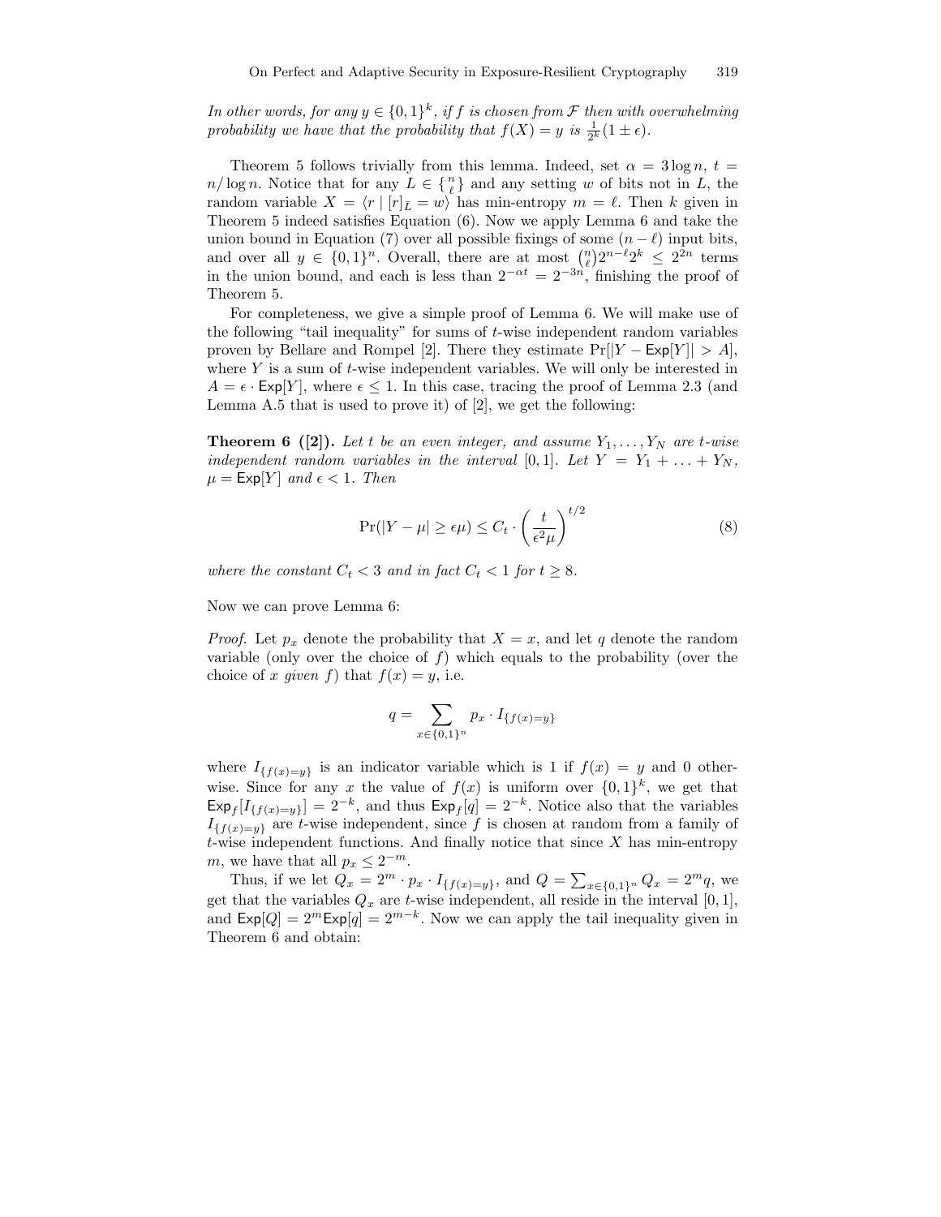*In other words, for any $y \in \{0,1\}^k$, if $f$ is chosen from $\mathcal{F}$ then with overwhelming probability we have that the probability that $f(X) = y$ is $\frac{1}{2^k}(1 \pm \epsilon)$.*

Theorem 5 follows trivially from this lemma. Indeed, set $\alpha = 3 \log n$, $t = n/\log n$. Notice that for any $L \in \{ {n \atop \ell} \}$ and any setting $w$ of bits not in $L$, the random variable $X = \langle r \mid [r]_{\bar{L}} = w \rangle$ has min-entropy $m = \ell$. Then $k$ given in Theorem 5 indeed satisfies Equation (6). Now we apply Lemma 6 and take the union bound in Equation (7) over all possible fixings of some $(n - \ell)$ input bits, and over all $y \in \{0,1\}^n$. Overall, there are at most $\binom{n}{\ell} 2^{n-\ell} 2^k \leq 2^{2n}$ terms in the union bound, and each is less than $2^{-\alpha t} = 2^{-3n}$, finishing the proof of Theorem 5.

For completeness, we give a simple proof of Lemma 6. We will make use of the following "tail inequality" for sums of $t$-wise independent random variables proven by Bellare and Rompel [2]. There they estimate $\Pr[|Y - \mathsf{Exp}[Y]| > A]$, where $Y$ is a sum of $t$-wise independent variables. We will only be interested in $A = \epsilon \cdot \mathsf{Exp}[Y]$, where $\epsilon \leq 1$. In this case, tracing the proof of Lemma 2.3 (and Lemma A.5 that is used to prove it) of [2], we get the following:

**Theorem 6 ([2]).** *Let $t$ be an even integer, and assume $Y_1, \ldots, Y_N$ are $t$-wise independent random variables in the interval $[0,1]$. Let $Y = Y_1 + \ldots + Y_N$, $\mu = \mathsf{Exp}[Y]$ and $\epsilon < 1$. Then*

$$\Pr(|Y - \mu| \geq \epsilon\mu) \leq C_t \cdot \left(\frac{t}{\epsilon^2 \mu}\right)^{t/2} \tag{8}$$

*where the constant $C_t < 3$ and in fact $C_t < 1$ for $t \geq 8$.*

Now we can prove Lemma 6:

*Proof.* Let $p_x$ denote the probability that $X = x$, and let $q$ denote the random variable (only over the choice of $f$) which equals to the probability (over the choice of $x$ *given* $f$) that $f(x) = y$, i.e.

$$q = \sum_{x \in \{0,1\}^n} p_x \cdot I_{\{f(x)=y\}}$$

where $I_{\{f(x)=y\}}$ is an indicator variable which is 1 if $f(x) = y$ and 0 otherwise. Since for any $x$ the value of $f(x)$ is uniform over $\{0,1\}^k$, we get that $\mathsf{Exp}_f[I_{\{f(x)=y\}}] = 2^{-k}$, and thus $\mathsf{Exp}_f[q] = 2^{-k}$. Notice also that the variables $I_{\{f(x)=y\}}$ are $t$-wise independent, since $f$ is chosen at random from a family of $t$-wise independent functions. And finally notice that since $X$ has min-entropy $m$, we have that all $p_x \leq 2^{-m}$.

Thus, if we let $Q_x = 2^m \cdot p_x \cdot I_{\{f(x)=y\}}$, and $Q = \sum_{x \in \{0,1\}^n} Q_x = 2^m q$, we get that the variables $Q_x$ are $t$-wise independent, all reside in the interval $[0,1]$, and $\mathsf{Exp}[Q] = 2^m \mathsf{Exp}[q] = 2^{m-k}$. Now we can apply the tail inequality given in Theorem 6 and obtain: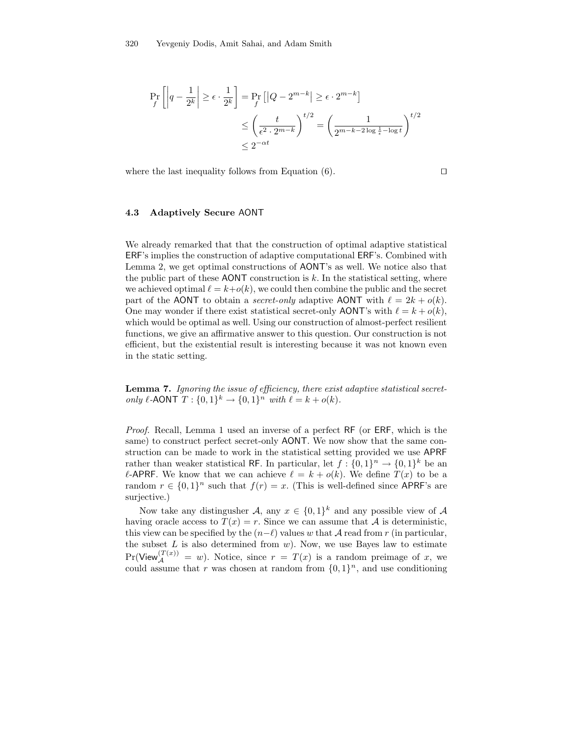$$
\begin{aligned}
\Pr_f\left[\left|q - \frac{1}{2^k}\right| \geq \epsilon \cdot \frac{1}{2^k}\right] &= \Pr_f\left[\left|Q - 2^{m-k}\right| \geq \epsilon \cdot 2^{m-k}\right] \\
&\leq \left(\frac{t}{\epsilon^2 \cdot 2^{m-k}}\right)^{t/2} = \left(\frac{1}{2^{m-k-2\log\frac{1}{\epsilon}-\log t}}\right)^{t/2} \\
&\leq 2^{-\alpha t}
\end{aligned}
$$

where the last inequality follows from Equation (6). □

### 4.3 Adaptively Secure AONT

We already remarked that that the construction of optimal adaptive statistical ERF's implies the construction of adaptive computational ERF's. Combined with Lemma 2, we get optimal constructions of AONT's as well. We notice also that the public part of these AONT construction is $k$. In the statistical setting, where we achieved optimal $\ell = k + o(k)$, we could then combine the public and the secret part of the AONT to obtain a *secret-only* adaptive AONT with $\ell = 2k + o(k)$. One may wonder if there exist statistical secret-only AONT's with $\ell = k + o(k)$, which would be optimal as well. Using our construction of almost-perfect resilient functions, we give an affirmative answer to this question. Our construction is not efficient, but the existential result is interesting because it was not known even in the static setting.

**Lemma 7.** *Ignoring the issue of efficiency, there exist adaptive statistical secret-only $\ell$-AONT $T : \{0,1\}^k \to \{0,1\}^n$ with $\ell = k + o(k)$.*

*Proof.* Recall, Lemma 1 used an inverse of a perfect RF (or ERF, which is the same) to construct perfect secret-only AONT. We now show that the same construction can be made to work in the statistical setting provided we use APRF rather than weaker statistical RF. In particular, let $f : \{0,1\}^n \to \{0,1\}^k$ be an $\ell$-APRF. We know that we can achieve $\ell = k + o(k)$. We define $T(x)$ to be a random $r \in \{0,1\}^n$ such that $f(r) = x$. (This is well-defined since APRF's are surjective.)

Now take any distinguisher $\mathcal{A}$, any $x \in \{0,1\}^k$ and any possible view of $\mathcal{A}$ having oracle access to $T(x) = r$. Since we can assume that $\mathcal{A}$ is deterministic, this view can be specified by the $(n-\ell)$ values $w$ that $\mathcal{A}$ read from $r$ (in particular, the subset $L$ is also determined from $w$). Now, we use Bayes law to estimate $\Pr(\mathsf{View}_{\mathcal{A}}^{(T(x))} = w)$. Notice, since $r = T(x)$ is a random preimage of $x$, we could assume that $r$ was chosen at random from $\{0,1\}^n$, and use conditioning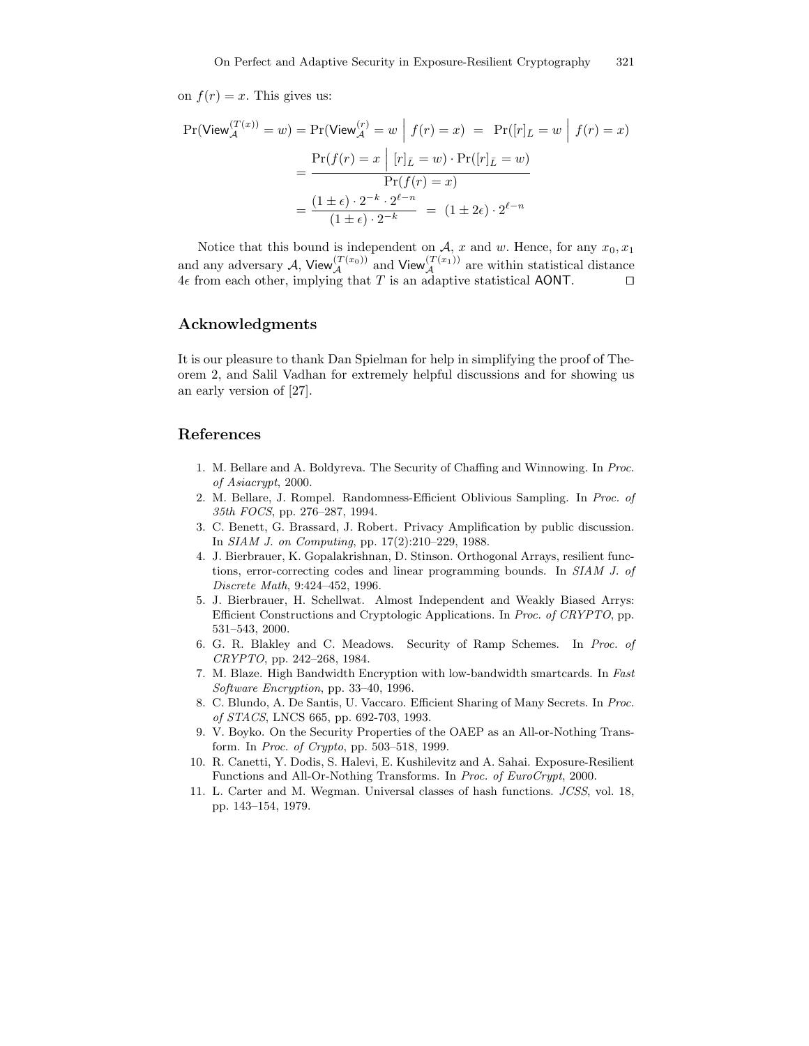on $f(r) = x$. This gives us:

$$\Pr(\mathsf{View}_{\mathcal{A}}^{(T(x))} = w) = \Pr(\mathsf{View}_{\mathcal{A}}^{(r)} = w \;\Big|\; f(r) = x) \;=\; \Pr([r]_{\bar{L}} = w \;\Big|\; f(r) = x)$$

$$= \frac{\Pr(f(r) = x \;\Big|\; [r]_{\bar{L}} = w) \cdot \Pr([r]_{\bar{L}} = w)}{\Pr(f(r) = x)}$$

$$= \frac{(1 \pm \epsilon) \cdot 2^{-k} \cdot 2^{\ell - n}}{(1 \pm \epsilon) \cdot 2^{-k}} \;=\; (1 \pm 2\epsilon) \cdot 2^{\ell - n}$$

Notice that this bound is independent on $\mathcal{A}$, $x$ and $w$. Hence, for any $x_0, x_1$ and any adversary $\mathcal{A}$, $\mathsf{View}_{\mathcal{A}}^{(T(x_0))}$ and $\mathsf{View}_{\mathcal{A}}^{(T(x_1))}$ are within statistical distance $4\epsilon$ from each other, implying that $T$ is an adaptive statistical $\mathsf{AONT}$. □

## Acknowledgments

It is our pleasure to thank Dan Spielman for help in simplifying the proof of Theorem 2, and Salil Vadhan for extremely helpful discussions and for showing us an early version of [27].

## References

1. M. Bellare and A. Boldyreva. The Security of Chaffing and Winnowing. In *Proc. of Asiacrypt*, 2000.
2. M. Bellare, J. Rompel. Randomness-Efficient Oblivious Sampling. In *Proc. of 35th FOCS*, pp. 276–287, 1994.
3. C. Benett, G. Brassard, J. Robert. Privacy Amplification by public discussion. In *SIAM J. on Computing*, pp. 17(2):210–229, 1988.
4. J. Bierbrauer, K. Gopalakrishnan, D. Stinson. Orthogonal Arrays, resilient functions, error-correcting codes and linear programming bounds. In *SIAM J. of Discrete Math*, 9:424–452, 1996.
5. J. Bierbrauer, H. Schellwat. Almost Independent and Weakly Biased Arrys: Efficient Constructions and Cryptologic Applications. In *Proc. of CRYPTO*, pp. 531–543, 2000.
6. G. R. Blakley and C. Meadows. Security of Ramp Schemes. In *Proc. of CRYPTO*, pp. 242–268, 1984.
7. M. Blaze. High Bandwidth Encryption with low-bandwidth smartcards. In *Fast Software Encryption*, pp. 33–40, 1996.
8. C. Blundo, A. De Santis, U. Vaccaro. Efficient Sharing of Many Secrets. In *Proc. of STACS*, LNCS 665, pp. 692-703, 1993.
9. V. Boyko. On the Security Properties of the OAEP as an All-or-Nothing Transform. In *Proc. of Crypto*, pp. 503–518, 1999.
10. R. Canetti, Y. Dodis, S. Halevi, E. Kushilevitz and A. Sahai. Exposure-Resilient Functions and All-Or-Nothing Transforms. In *Proc. of EuroCrypt*, 2000.
11. L. Carter and M. Wegman. Universal classes of hash functions. *JCSS*, vol. 18, pp. 143–154, 1979.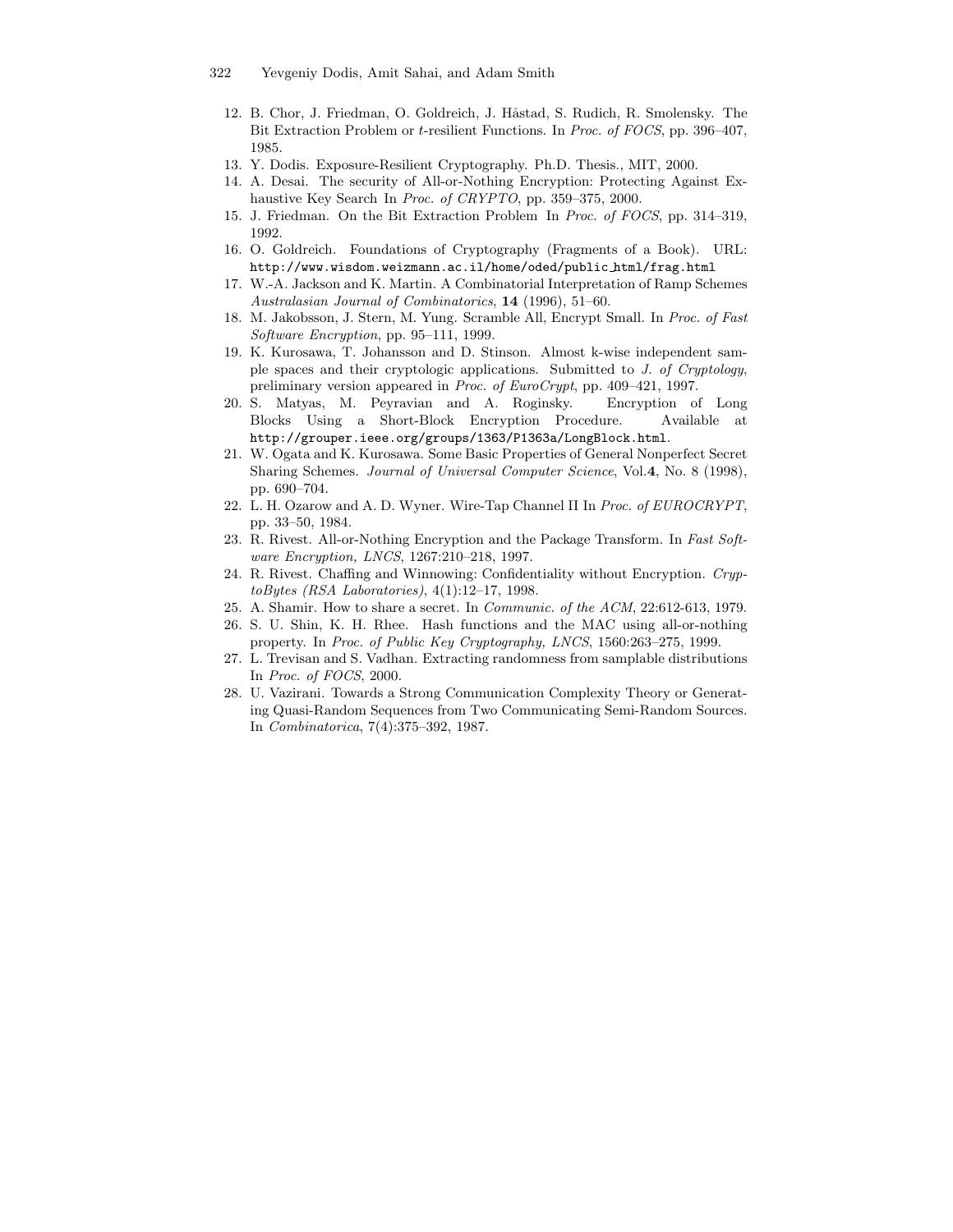12. B. Chor, J. Friedman, O. Goldreich, J. Håstad, S. Rudich, R. Smolensky. The Bit Extraction Problem or $t$-resilient Functions. In *Proc. of FOCS*, pp. 396–407, 1985.
13. Y. Dodis. Exposure-Resilient Cryptography. Ph.D. Thesis., MIT, 2000.
14. A. Desai. The security of All-or-Nothing Encryption: Protecting Against Exhaustive Key Search In *Proc. of CRYPTO*, pp. 359–375, 2000.
15. J. Friedman. On the Bit Extraction Problem In *Proc. of FOCS*, pp. 314–319, 1992.
16. O. Goldreich. Foundations of Cryptography (Fragments of a Book). URL: `http://www.wisdom.weizmann.ac.il/home/oded/public_html/frag.html`
17. W.-A. Jackson and K. Martin. A Combinatorial Interpretation of Ramp Schemes *Australasian Journal of Combinatorics*, **14** (1996), 51–60.
18. M. Jakobsson, J. Stern, M. Yung. Scramble All, Encrypt Small. In *Proc. of Fast Software Encryption*, pp. 95–111, 1999.
19. K. Kurosawa, T. Johansson and D. Stinson. Almost k-wise independent sample spaces and their cryptologic applications. Submitted to *J. of Cryptology*, preliminary version appeared in *Proc. of EuroCrypt*, pp. 409–421, 1997.
20. S. Matyas, M. Peyravian and A. Roginsky. Encryption of Long Blocks Using a Short-Block Encryption Procedure. Available at `http://grouper.ieee.org/groups/1363/P1363a/LongBlock.html`.
21. W. Ogata and K. Kurosawa. Some Basic Properties of General Nonperfect Secret Sharing Schemes. *Journal of Universal Computer Science*, Vol.**4**, No. 8 (1998), pp. 690–704.
22. L. H. Ozarow and A. D. Wyner. Wire-Tap Channel II In *Proc. of EUROCRYPT*, pp. 33–50, 1984.
23. R. Rivest. All-or-Nothing Encryption and the Package Transform. In *Fast Software Encryption, LNCS*, 1267:210–218, 1997.
24. R. Rivest. Chaffing and Winnowing: Confidentiality without Encryption. *CryptoBytes (RSA Laboratories)*, 4(1):12–17, 1998.
25. A. Shamir. How to share a secret. In *Communic. of the ACM*, 22:612-613, 1979.
26. S. U. Shin, K. H. Rhee. Hash functions and the MAC using all-or-nothing property. In *Proc. of Public Key Cryptography, LNCS*, 1560:263–275, 1999.
27. L. Trevisan and S. Vadhan. Extracting randomness from samplable distributions In *Proc. of FOCS*, 2000.
28. U. Vazirani. Towards a Strong Communication Complexity Theory or Generating Quasi-Random Sequences from Two Communicating Semi-Random Sources. In *Combinatorica*, 7(4):375–392, 1987.